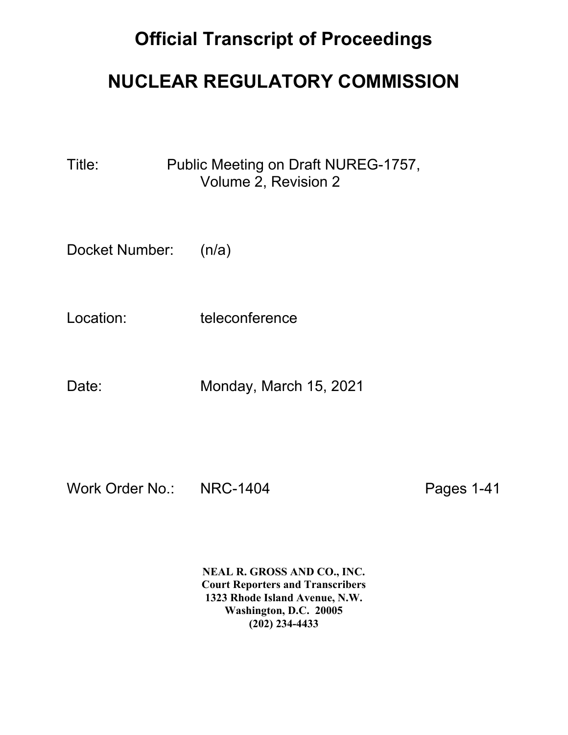# Official Transcript of Proceedings

# NUCLEAR REGULATORY COMMISSION

Title: Public Meeting on Draft NUREG-1757, Volume 2, Revision 2

Docket Number: (n/a)

Location: teleconference

Date: Monday, March 15, 2021

Work Order No.: NRC-1404 Pages 1-41

**NEAL R. GROSS AND CO., INC.**
**Court Reporters and Transcribers**
**1323 Rhode Island Avenue, N.W.**
**Washington, D.C. 20005**
**(202) 234-4433**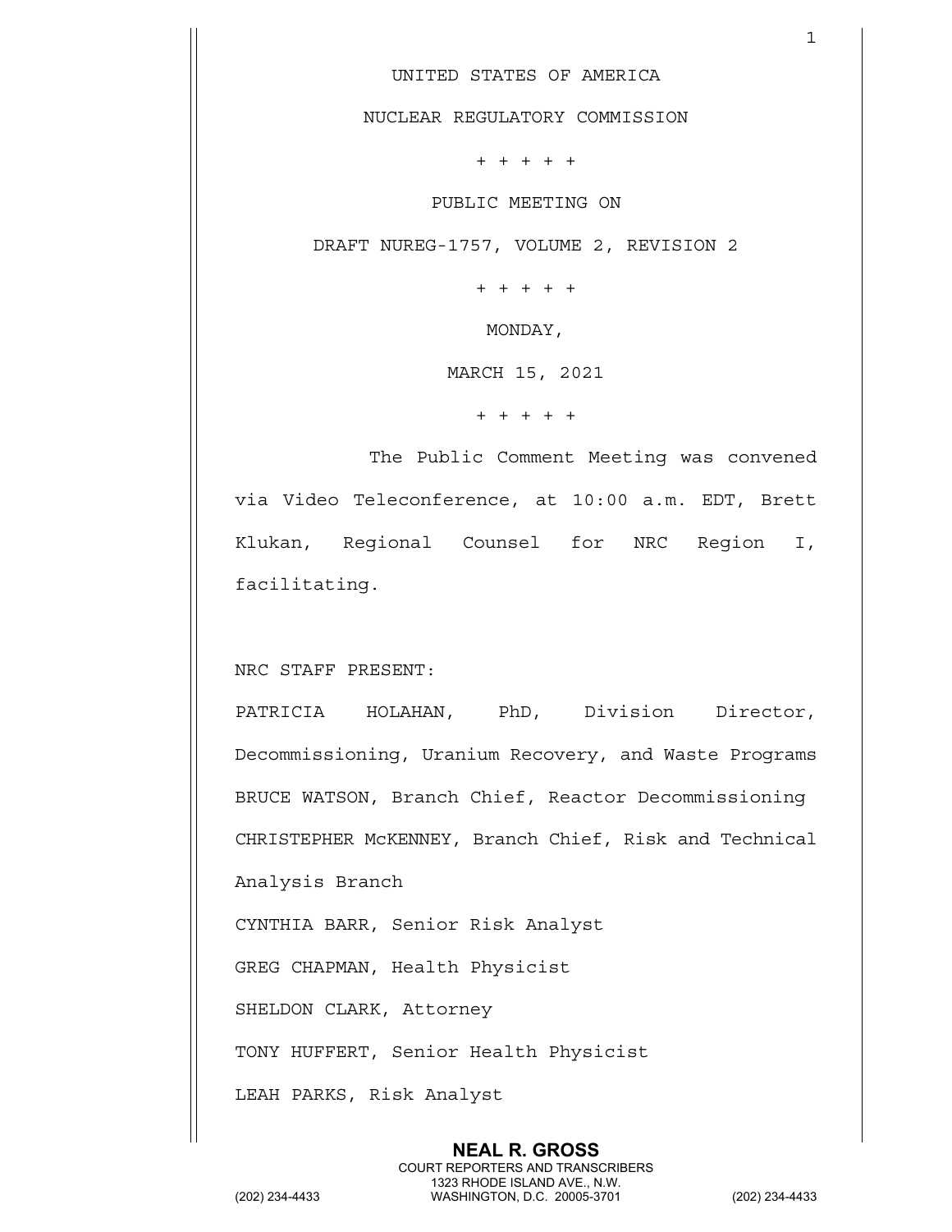UNITED STATES OF AMERICA

NUCLEAR REGULATORY COMMISSION

+ + + + +

PUBLIC MEETING ON

DRAFT NUREG-1757, VOLUME 2, REVISION 2

+ + + + +

MONDAY,

MARCH 15, 2021

+ + + + +

The Public Comment Meeting was convened via Video Teleconference, at 10:00 a.m. EDT, Brett Klukan, Regional Counsel for NRC Region I, facilitating.

NRC STAFF PRESENT:

PATRICIA HOLAHAN, PhD, Division Director, Decommissioning, Uranium Recovery, and Waste Programs

BRUCE WATSON, Branch Chief, Reactor Decommissioning

CHRISTEPHER McKENNEY, Branch Chief, Risk and Technical Analysis Branch

CYNTHIA BARR, Senior Risk Analyst

GREG CHAPMAN, Health Physicist

SHELDON CLARK, Attorney

TONY HUFFERT, Senior Health Physicist

LEAH PARKS, Risk Analyst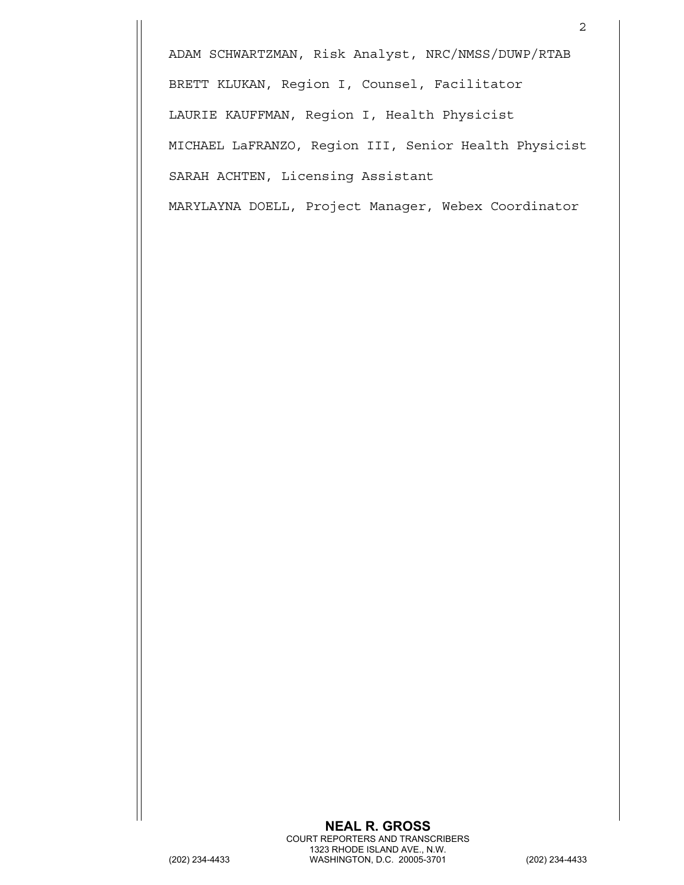ADAM SCHWARTZMAN, Risk Analyst, NRC/NMSS/DUWP/RTAB

BRETT KLUKAN, Region I, Counsel, Facilitator

LAURIE KAUFFMAN, Region I, Health Physicist

MICHAEL LaFRANZO, Region III, Senior Health Physicist

SARAH ACHTEN, Licensing Assistant

MARYLAYNA DOELL, Project Manager, Webex Coordinator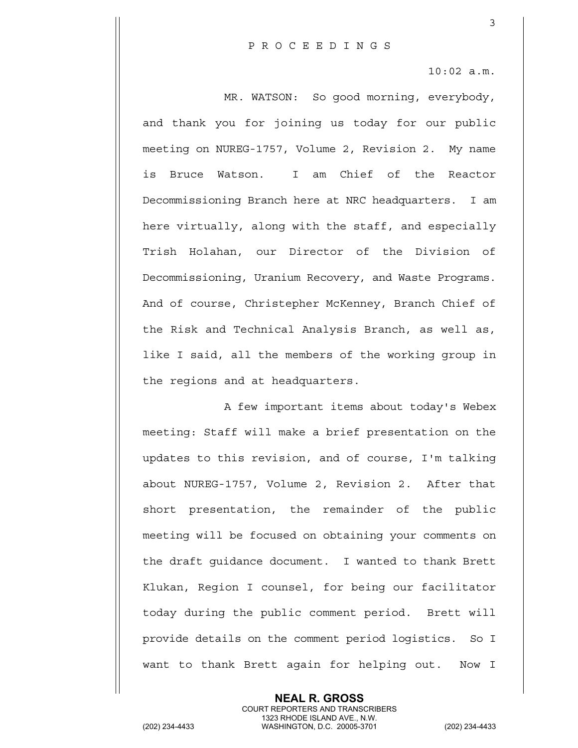P R O C E E D I N G S

10:02 a.m.

MR. WATSON: So good morning, everybody, and thank you for joining us today for our public meeting on NUREG-1757, Volume 2, Revision 2. My name is Bruce Watson. I am Chief of the Reactor Decommissioning Branch here at NRC headquarters. I am here virtually, along with the staff, and especially Trish Holahan, our Director of the Division of Decommissioning, Uranium Recovery, and Waste Programs. And of course, Christepher McKenney, Branch Chief of the Risk and Technical Analysis Branch, as well as, like I said, all the members of the working group in the regions and at headquarters.

A few important items about today's Webex meeting: Staff will make a brief presentation on the updates to this revision, and of course, I'm talking about NUREG-1757, Volume 2, Revision 2. After that short presentation, the remainder of the public meeting will be focused on obtaining your comments on the draft guidance document. I wanted to thank Brett Klukan, Region I counsel, for being our facilitator today during the public comment period. Brett will provide details on the comment period logistics. So I want to thank Brett again for helping out. Now I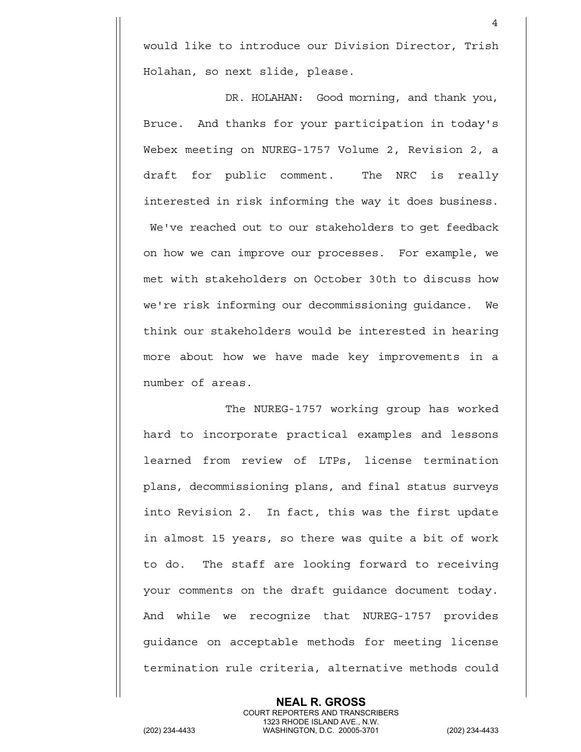would like to introduce our Division Director, Trish Holahan, so next slide, please.

DR. HOLAHAN: Good morning, and thank you, Bruce. And thanks for your participation in today's Webex meeting on NUREG-1757 Volume 2, Revision 2, a draft for public comment. The NRC is really interested in risk informing the way it does business. We've reached out to our stakeholders to get feedback on how we can improve our processes. For example, we met with stakeholders on October 30th to discuss how we're risk informing our decommissioning guidance. We think our stakeholders would be interested in hearing more about how we have made key improvements in a number of areas.

The NUREG-1757 working group has worked hard to incorporate practical examples and lessons learned from review of LTPs, license termination plans, decommissioning plans, and final status surveys into Revision 2. In fact, this was the first update in almost 15 years, so there was quite a bit of work to do. The staff are looking forward to receiving your comments on the draft guidance document today. And while we recognize that NUREG-1757 provides guidance on acceptable methods for meeting license termination rule criteria, alternative methods could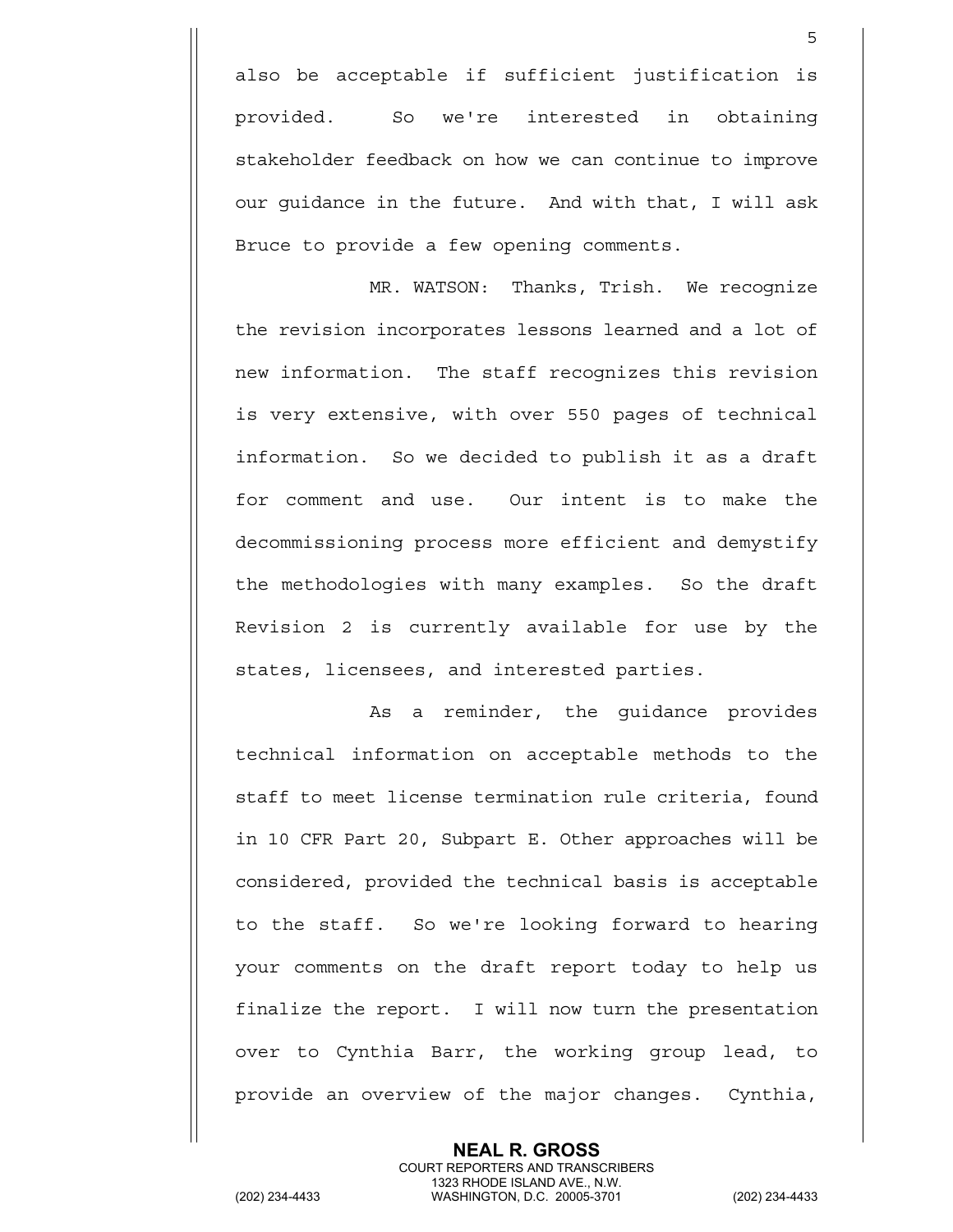also be acceptable if sufficient justification is provided. So we're interested in obtaining stakeholder feedback on how we can continue to improve our guidance in the future. And with that, I will ask Bruce to provide a few opening comments.

MR. WATSON: Thanks, Trish. We recognize the revision incorporates lessons learned and a lot of new information. The staff recognizes this revision is very extensive, with over 550 pages of technical information. So we decided to publish it as a draft for comment and use. Our intent is to make the decommissioning process more efficient and demystify the methodologies with many examples. So the draft Revision 2 is currently available for use by the states, licensees, and interested parties.

As a reminder, the guidance provides technical information on acceptable methods to the staff to meet license termination rule criteria, found in 10 CFR Part 20, Subpart E. Other approaches will be considered, provided the technical basis is acceptable to the staff. So we're looking forward to hearing your comments on the draft report today to help us finalize the report. I will now turn the presentation over to Cynthia Barr, the working group lead, to provide an overview of the major changes. Cynthia,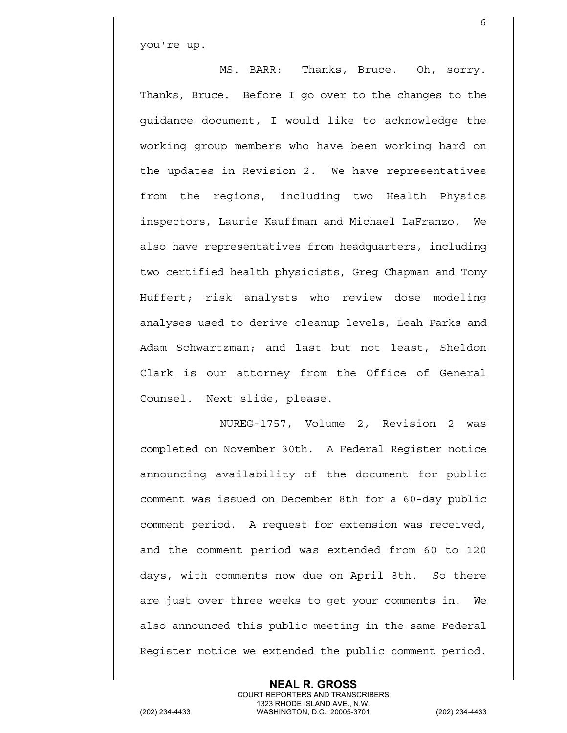you're up.

MS. BARR: Thanks, Bruce. Oh, sorry. Thanks, Bruce. Before I go over to the changes to the guidance document, I would like to acknowledge the working group members who have been working hard on the updates in Revision 2. We have representatives from the regions, including two Health Physics inspectors, Laurie Kauffman and Michael LaFranzo. We also have representatives from headquarters, including two certified health physicists, Greg Chapman and Tony Huffert; risk analysts who review dose modeling analyses used to derive cleanup levels, Leah Parks and Adam Schwartzman; and last but not least, Sheldon Clark is our attorney from the Office of General Counsel. Next slide, please.

NUREG-1757, Volume 2, Revision 2 was completed on November 30th. A Federal Register notice announcing availability of the document for public comment was issued on December 8th for a 60-day public comment period. A request for extension was received, and the comment period was extended from 60 to 120 days, with comments now due on April 8th. So there are just over three weeks to get your comments in. We also announced this public meeting in the same Federal Register notice we extended the public comment period.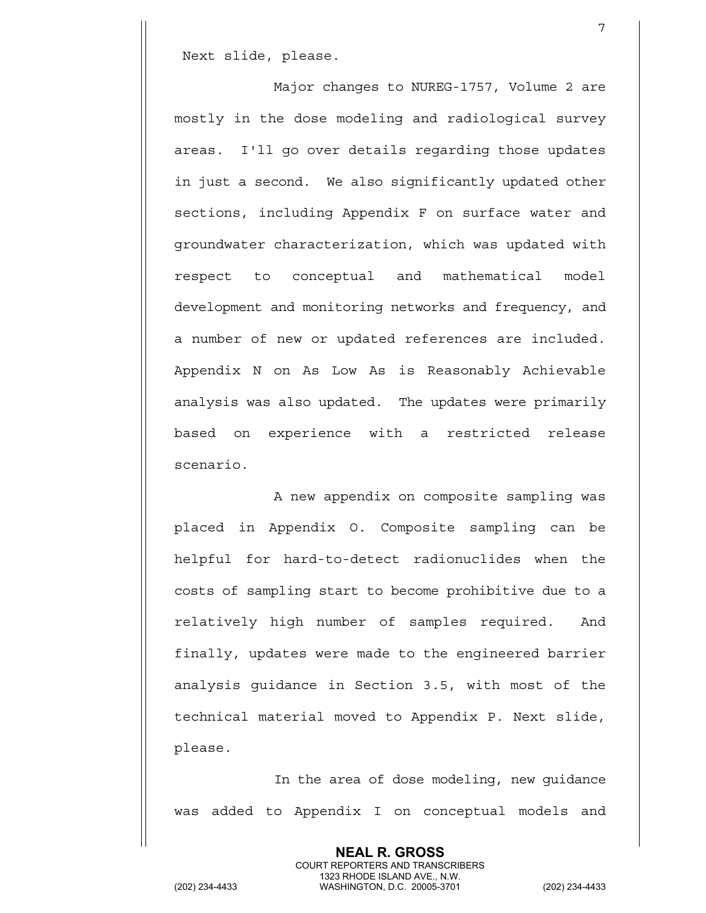Next slide, please.

Major changes to NUREG-1757, Volume 2 are mostly in the dose modeling and radiological survey areas. I'll go over details regarding those updates in just a second. We also significantly updated other sections, including Appendix F on surface water and groundwater characterization, which was updated with respect to conceptual and mathematical model development and monitoring networks and frequency, and a number of new or updated references are included. Appendix N on As Low As is Reasonably Achievable analysis was also updated. The updates were primarily based on experience with a restricted release scenario.

A new appendix on composite sampling was placed in Appendix O. Composite sampling can be helpful for hard-to-detect radionuclides when the costs of sampling start to become prohibitive due to a relatively high number of samples required. And finally, updates were made to the engineered barrier analysis guidance in Section 3.5, with most of the technical material moved to Appendix P. Next slide, please.

In the area of dose modeling, new guidance was added to Appendix I on conceptual models and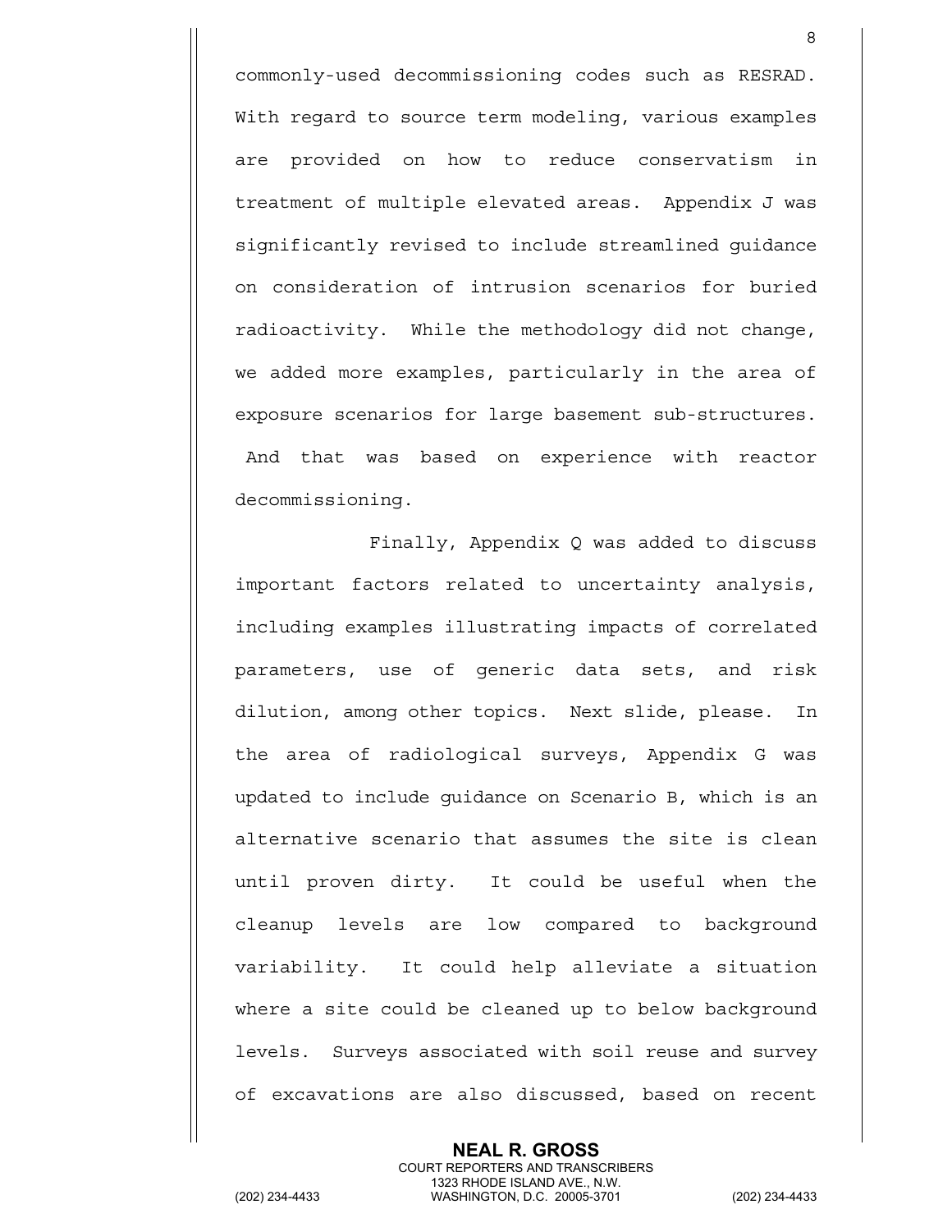commonly-used decommissioning codes such as RESRAD. With regard to source term modeling, various examples are provided on how to reduce conservatism in treatment of multiple elevated areas. Appendix J was significantly revised to include streamlined guidance on consideration of intrusion scenarios for buried radioactivity. While the methodology did not change, we added more examples, particularly in the area of exposure scenarios for large basement sub-structures. And that was based on experience with reactor decommissioning.

Finally, Appendix Q was added to discuss important factors related to uncertainty analysis, including examples illustrating impacts of correlated parameters, use of generic data sets, and risk dilution, among other topics. Next slide, please. In the area of radiological surveys, Appendix G was updated to include guidance on Scenario B, which is an alternative scenario that assumes the site is clean until proven dirty. It could be useful when the cleanup levels are low compared to background variability. It could help alleviate a situation where a site could be cleaned up to below background levels. Surveys associated with soil reuse and survey of excavations are also discussed, based on recent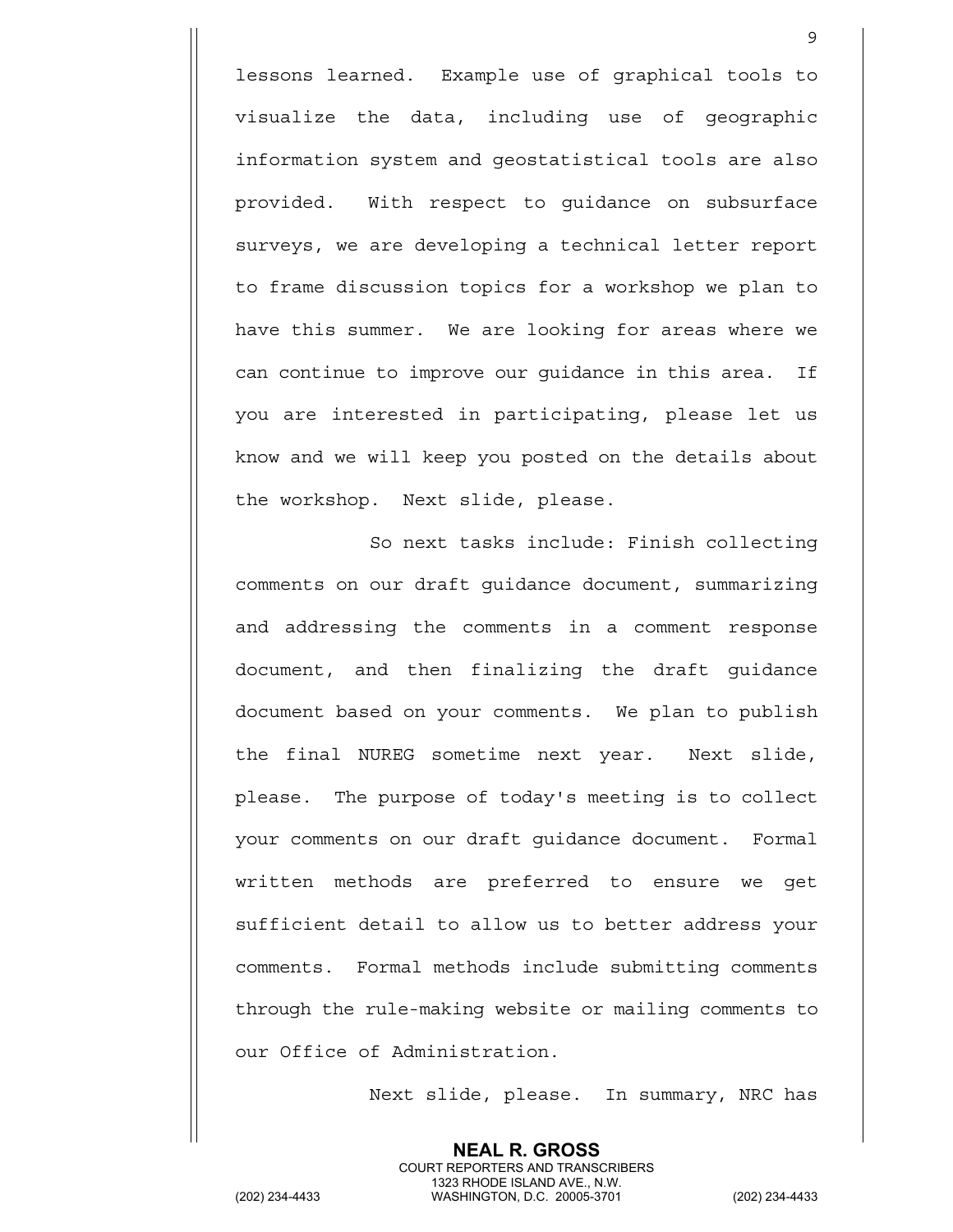lessons learned. Example use of graphical tools to visualize the data, including use of geographic information system and geostatistical tools are also provided. With respect to guidance on subsurface surveys, we are developing a technical letter report to frame discussion topics for a workshop we plan to have this summer. We are looking for areas where we can continue to improve our guidance in this area. If you are interested in participating, please let us know and we will keep you posted on the details about the workshop. Next slide, please.

So next tasks include: Finish collecting comments on our draft guidance document, summarizing and addressing the comments in a comment response document, and then finalizing the draft guidance document based on your comments. We plan to publish the final NUREG sometime next year. Next slide, please. The purpose of today's meeting is to collect your comments on our draft guidance document. Formal written methods are preferred to ensure we get sufficient detail to allow us to better address your comments. Formal methods include submitting comments through the rule-making website or mailing comments to our Office of Administration.

Next slide, please. In summary, NRC has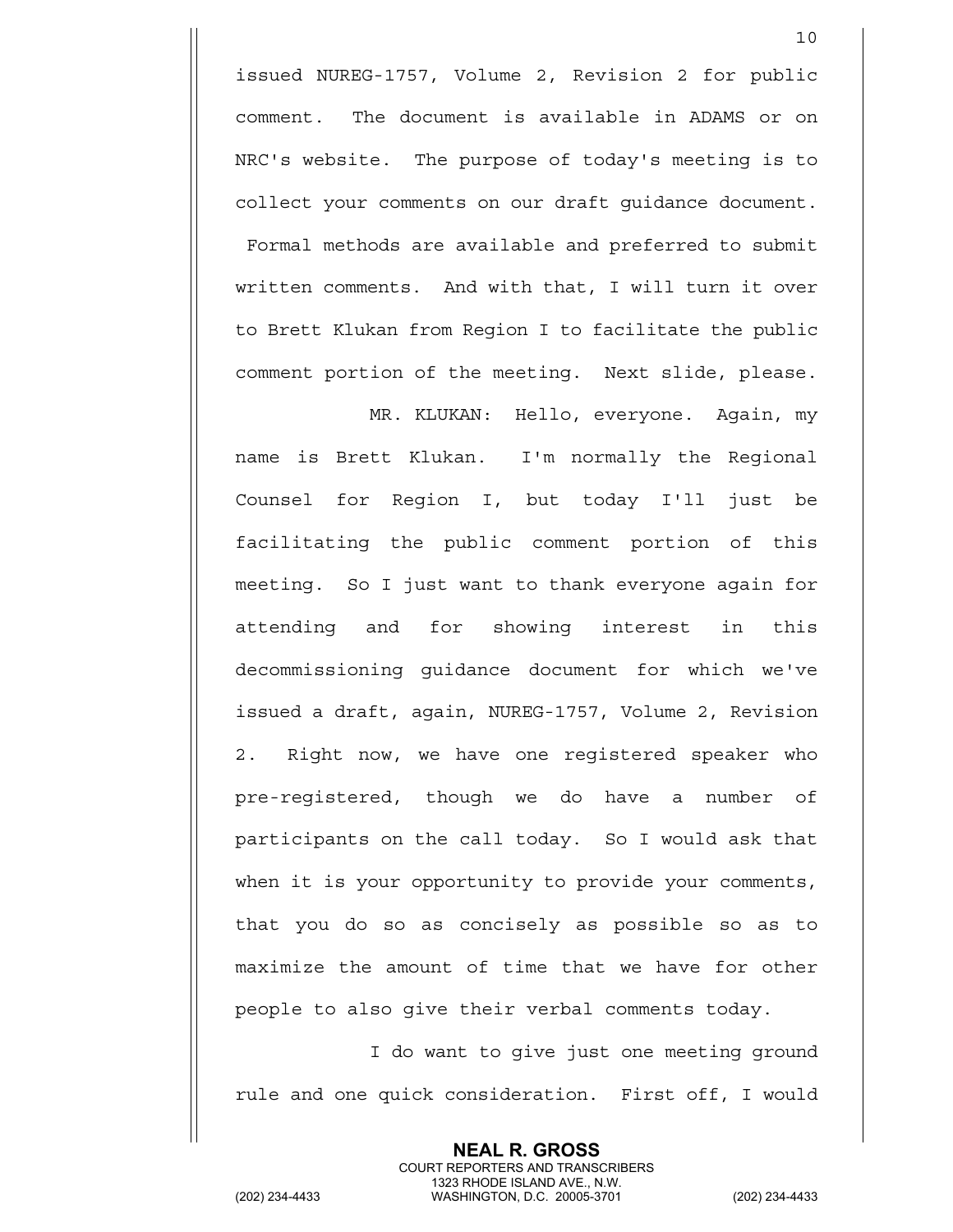issued NUREG-1757, Volume 2, Revision 2 for public comment. The document is available in ADAMS or on NRC's website. The purpose of today's meeting is to collect your comments on our draft guidance document. Formal methods are available and preferred to submit written comments. And with that, I will turn it over to Brett Klukan from Region I to facilitate the public comment portion of the meeting. Next slide, please.

MR. KLUKAN: Hello, everyone. Again, my name is Brett Klukan. I'm normally the Regional Counsel for Region I, but today I'll just be facilitating the public comment portion of this meeting. So I just want to thank everyone again for attending and for showing interest in this decommissioning guidance document for which we've issued a draft, again, NUREG-1757, Volume 2, Revision 2. Right now, we have one registered speaker who pre-registered, though we do have a number of participants on the call today. So I would ask that when it is your opportunity to provide your comments, that you do so as concisely as possible so as to maximize the amount of time that we have for other people to also give their verbal comments today.

I do want to give just one meeting ground rule and one quick consideration. First off, I would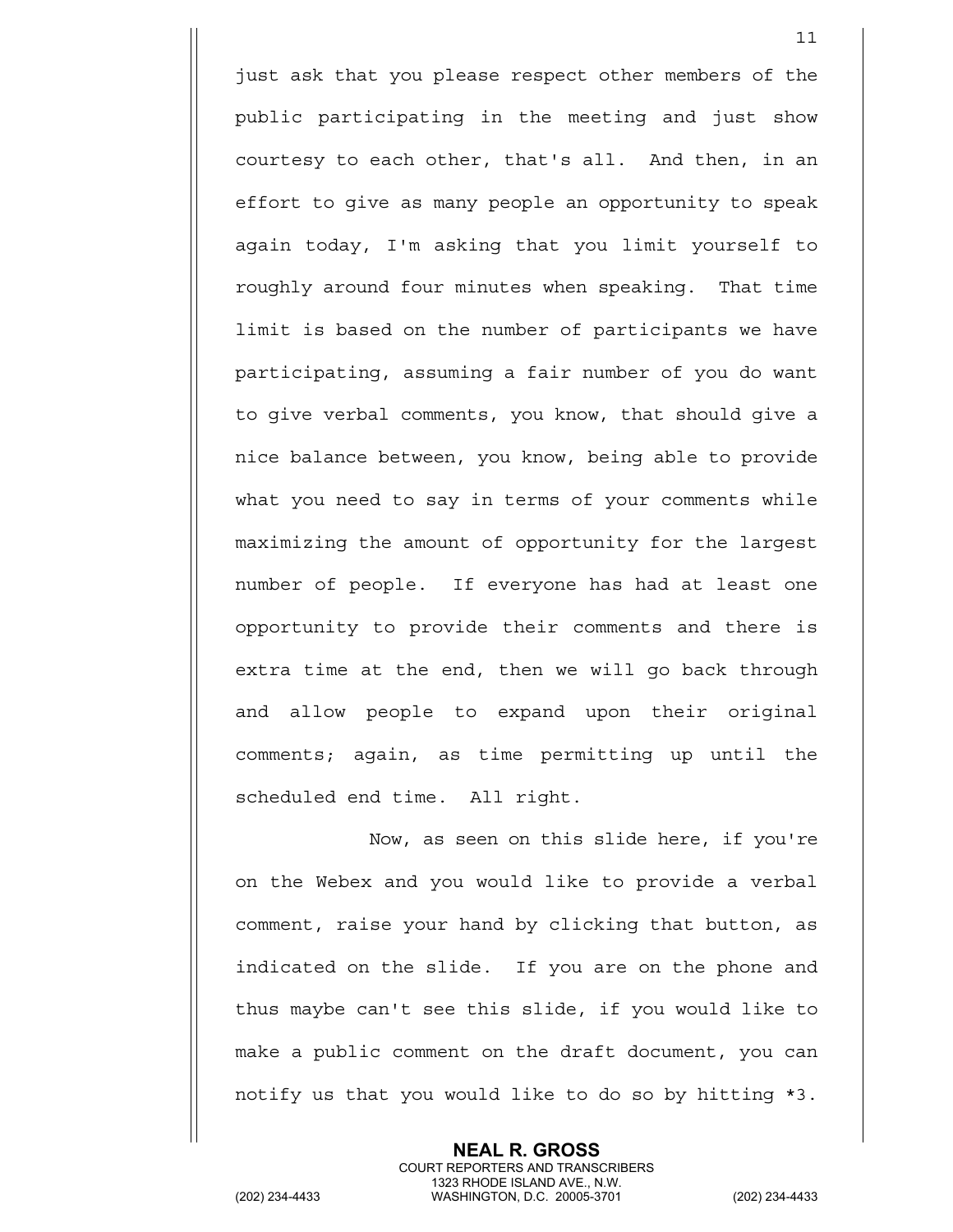just ask that you please respect other members of the public participating in the meeting and just show courtesy to each other, that's all. And then, in an effort to give as many people an opportunity to speak again today, I'm asking that you limit yourself to roughly around four minutes when speaking. That time limit is based on the number of participants we have participating, assuming a fair number of you do want to give verbal comments, you know, that should give a nice balance between, you know, being able to provide what you need to say in terms of your comments while maximizing the amount of opportunity for the largest number of people. If everyone has had at least one opportunity to provide their comments and there is extra time at the end, then we will go back through and allow people to expand upon their original comments; again, as time permitting up until the scheduled end time. All right.

Now, as seen on this slide here, if you're on the Webex and you would like to provide a verbal comment, raise your hand by clicking that button, as indicated on the slide. If you are on the phone and thus maybe can't see this slide, if you would like to make a public comment on the draft document, you can notify us that you would like to do so by hitting *3.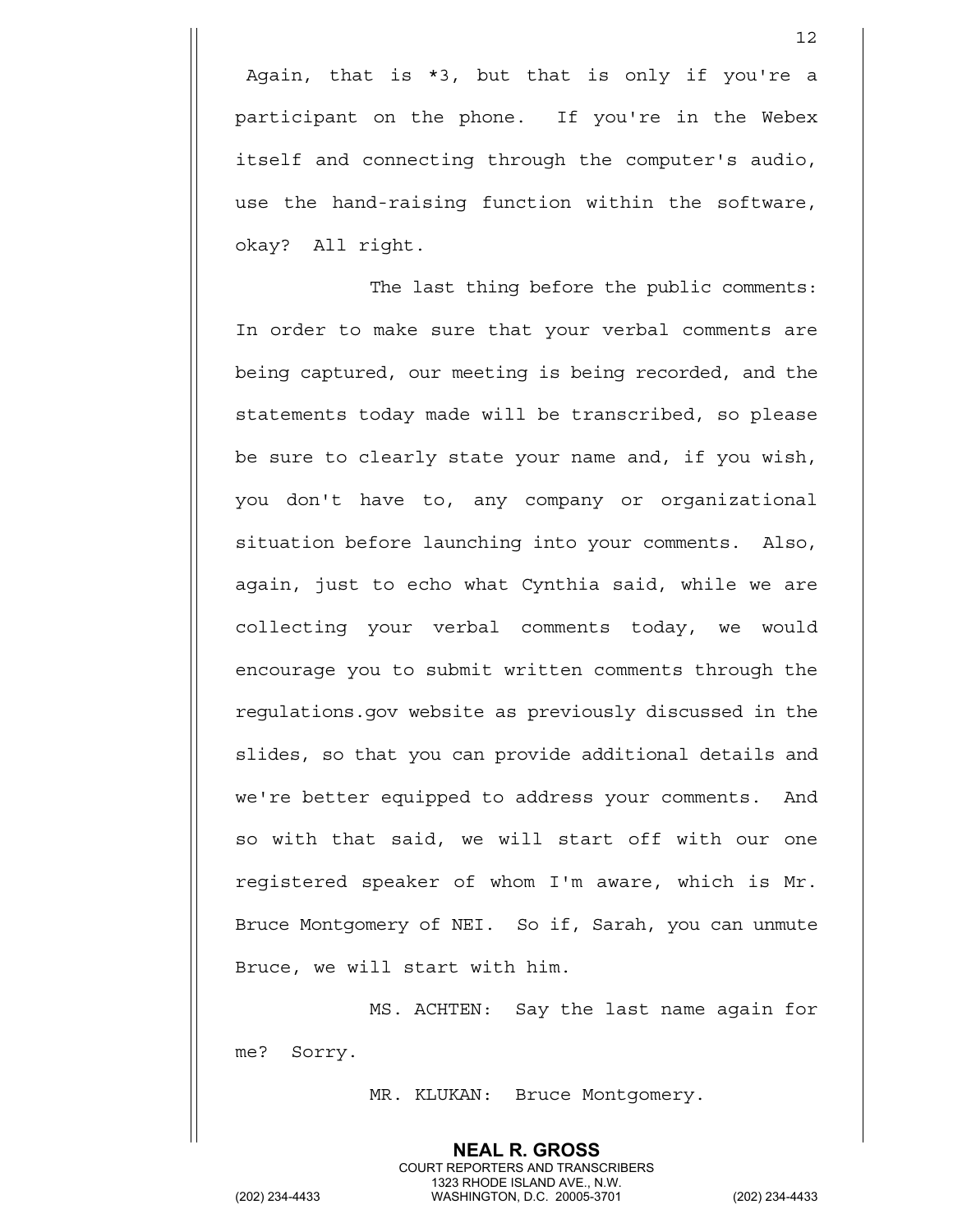Again, that is *3, but that is only if you're a participant on the phone. If you're in the Webex itself and connecting through the computer's audio, use the hand-raising function within the software, okay? All right.

The last thing before the public comments: In order to make sure that your verbal comments are being captured, our meeting is being recorded, and the statements today made will be transcribed, so please be sure to clearly state your name and, if you wish, you don't have to, any company or organizational situation before launching into your comments. Also, again, just to echo what Cynthia said, while we are collecting your verbal comments today, we would encourage you to submit written comments through the regulations.gov website as previously discussed in the slides, so that you can provide additional details and we're better equipped to address your comments. And so with that said, we will start off with our one registered speaker of whom I'm aware, which is Mr. Bruce Montgomery of NEI. So if, Sarah, you can unmute Bruce, we will start with him.

MS. ACHTEN: Say the last name again for me? Sorry.

MR. KLUKAN: Bruce Montgomery.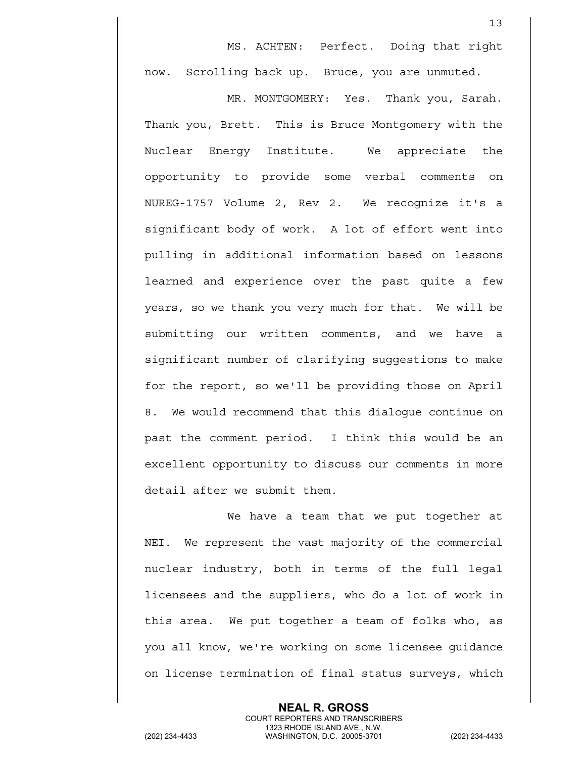MS. ACHTEN: Perfect. Doing that right now. Scrolling back up. Bruce, you are unmuted.

MR. MONTGOMERY: Yes. Thank you, Sarah. Thank you, Brett. This is Bruce Montgomery with the Nuclear Energy Institute. We appreciate the opportunity to provide some verbal comments on NUREG-1757 Volume 2, Rev 2. We recognize it's a significant body of work. A lot of effort went into pulling in additional information based on lessons learned and experience over the past quite a few years, so we thank you very much for that. We will be submitting our written comments, and we have a significant number of clarifying suggestions to make for the report, so we'll be providing those on April 8. We would recommend that this dialogue continue on past the comment period. I think this would be an excellent opportunity to discuss our comments in more detail after we submit them.

We have a team that we put together at NEI. We represent the vast majority of the commercial nuclear industry, both in terms of the full legal licensees and the suppliers, who do a lot of work in this area. We put together a team of folks who, as you all know, we're working on some licensee guidance on license termination of final status surveys, which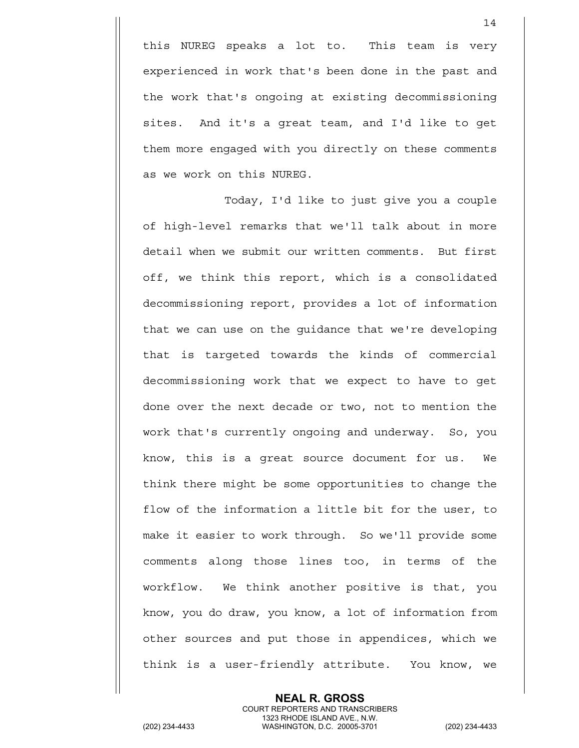this NUREG speaks a lot to. This team is very experienced in work that's been done in the past and the work that's ongoing at existing decommissioning sites. And it's a great team, and I'd like to get them more engaged with you directly on these comments as we work on this NUREG.

Today, I'd like to just give you a couple of high-level remarks that we'll talk about in more detail when we submit our written comments. But first off, we think this report, which is a consolidated decommissioning report, provides a lot of information that we can use on the guidance that we're developing that is targeted towards the kinds of commercial decommissioning work that we expect to have to get done over the next decade or two, not to mention the work that's currently ongoing and underway. So, you know, this is a great source document for us. We think there might be some opportunities to change the flow of the information a little bit for the user, to make it easier to work through. So we'll provide some comments along those lines too, in terms of the workflow. We think another positive is that, you know, you do draw, you know, a lot of information from other sources and put those in appendices, which we think is a user-friendly attribute. You know, we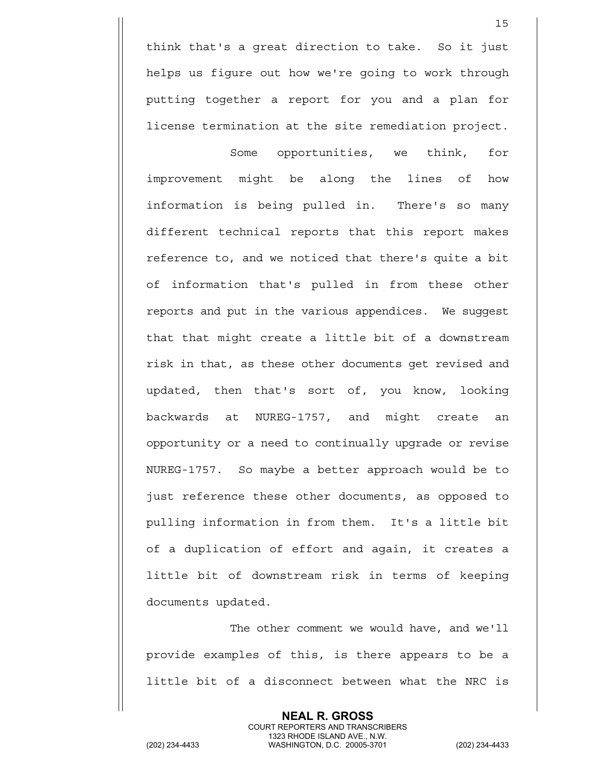think that's a great direction to take. So it just helps us figure out how we're going to work through putting together a report for you and a plan for license termination at the site remediation project.

Some opportunities, we think, for improvement might be along the lines of how information is being pulled in. There's so many different technical reports that this report makes reference to, and we noticed that there's quite a bit of information that's pulled in from these other reports and put in the various appendices. We suggest that that might create a little bit of a downstream risk in that, as these other documents get revised and updated, then that's sort of, you know, looking backwards at NUREG-1757, and might create an opportunity or a need to continually upgrade or revise NUREG-1757. So maybe a better approach would be to just reference these other documents, as opposed to pulling information in from them. It's a little bit of a duplication of effort and again, it creates a little bit of downstream risk in terms of keeping documents updated.

The other comment we would have, and we'll provide examples of this, is there appears to be a little bit of a disconnect between what the NRC is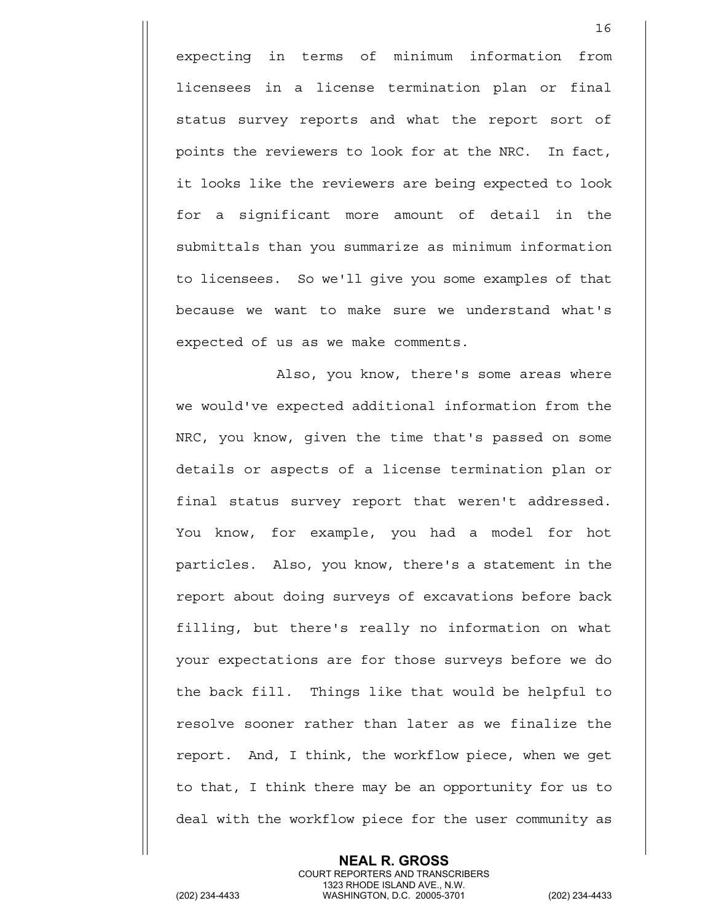expecting in terms of minimum information from licensees in a license termination plan or final status survey reports and what the report sort of points the reviewers to look for at the NRC. In fact, it looks like the reviewers are being expected to look for a significant more amount of detail in the submittals than you summarize as minimum information to licensees. So we'll give you some examples of that because we want to make sure we understand what's expected of us as we make comments.

Also, you know, there's some areas where we would've expected additional information from the NRC, you know, given the time that's passed on some details or aspects of a license termination plan or final status survey report that weren't addressed. You know, for example, you had a model for hot particles. Also, you know, there's a statement in the report about doing surveys of excavations before back filling, but there's really no information on what your expectations are for those surveys before we do the back fill. Things like that would be helpful to resolve sooner rather than later as we finalize the report. And, I think, the workflow piece, when we get to that, I think there may be an opportunity for us to deal with the workflow piece for the user community as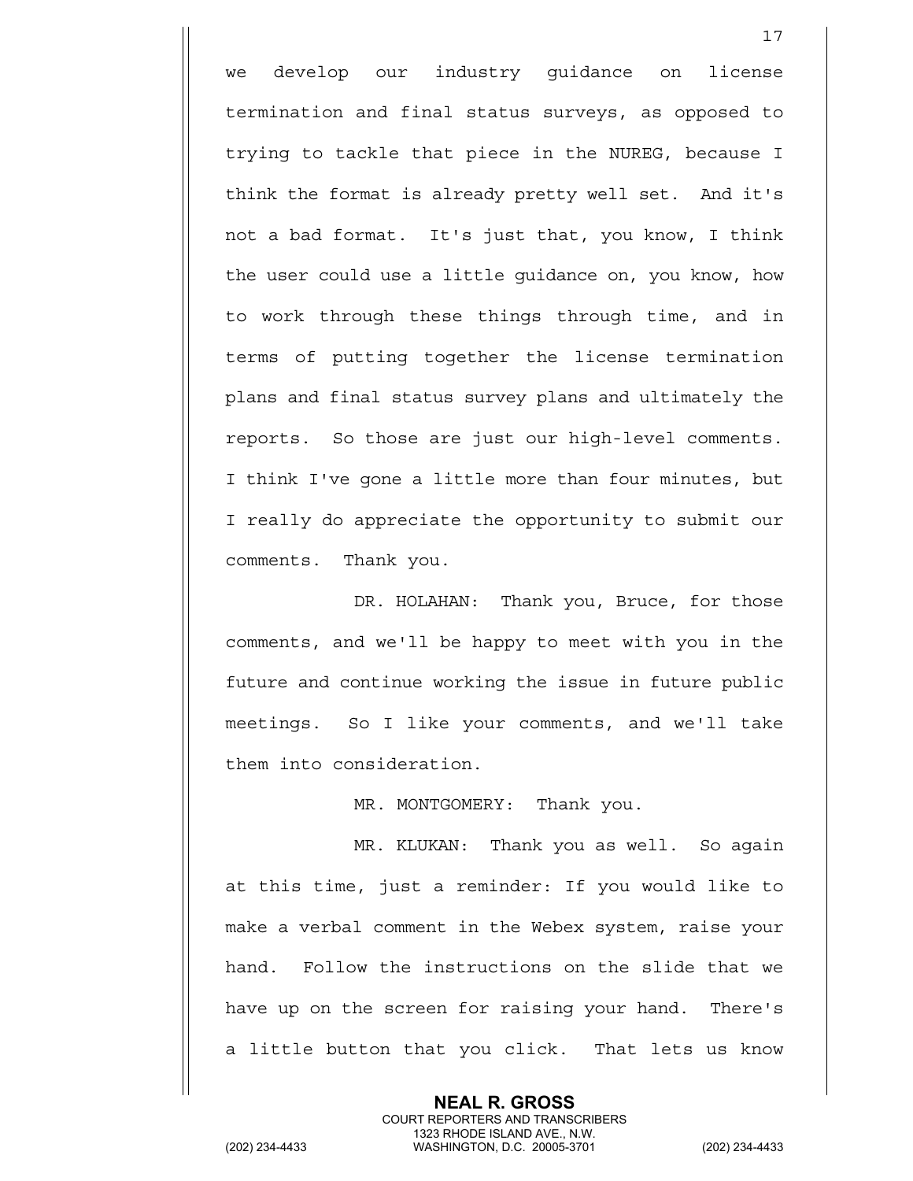we develop our industry guidance on license termination and final status surveys, as opposed to trying to tackle that piece in the NUREG, because I think the format is already pretty well set. And it's not a bad format. It's just that, you know, I think the user could use a little guidance on, you know, how to work through these things through time, and in terms of putting together the license termination plans and final status survey plans and ultimately the reports. So those are just our high-level comments. I think I've gone a little more than four minutes, but I really do appreciate the opportunity to submit our comments. Thank you.

DR. HOLAHAN: Thank you, Bruce, for those comments, and we'll be happy to meet with you in the future and continue working the issue in future public meetings. So I like your comments, and we'll take them into consideration.

MR. MONTGOMERY: Thank you.

MR. KLUKAN: Thank you as well. So again at this time, just a reminder: If you would like to make a verbal comment in the Webex system, raise your hand. Follow the instructions on the slide that we have up on the screen for raising your hand. There's a little button that you click. That lets us know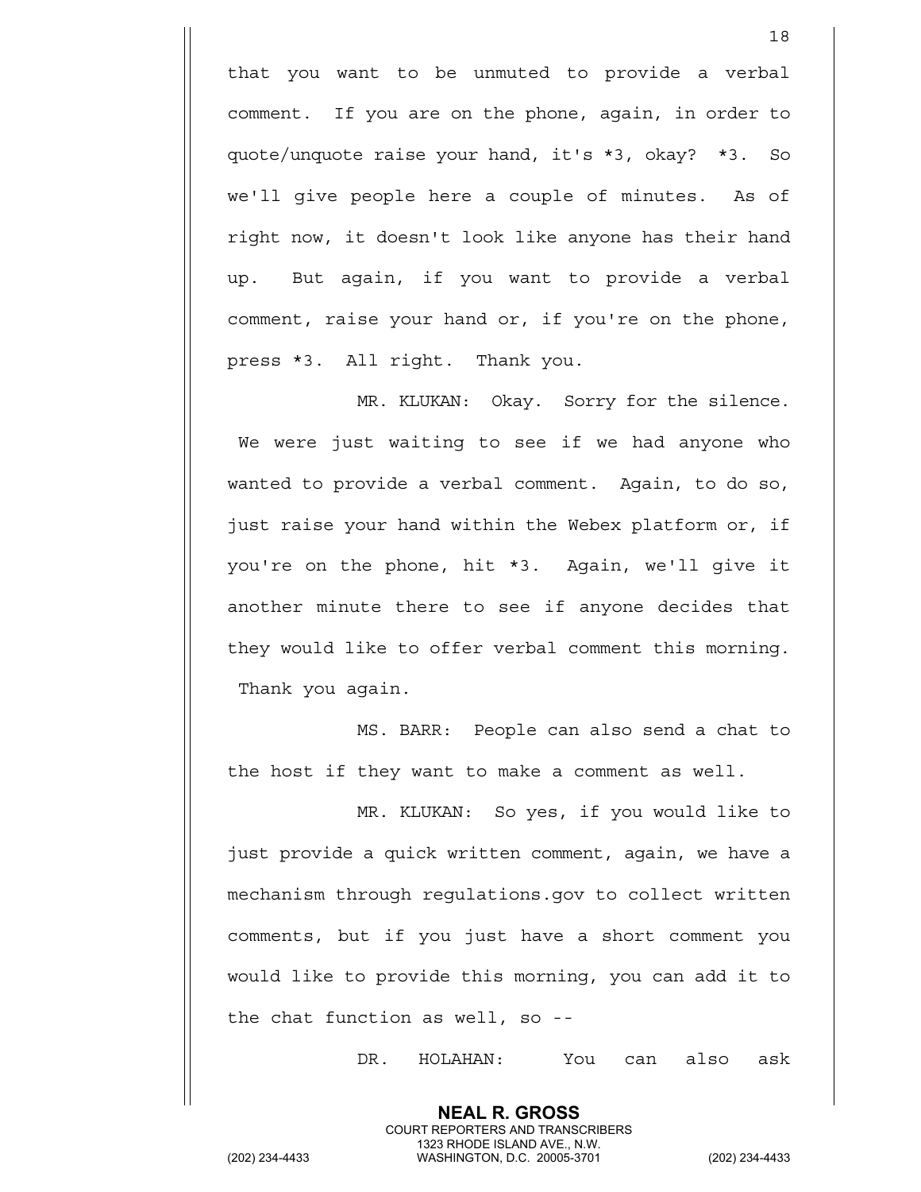that you want to be unmuted to provide a verbal comment. If you are on the phone, again, in order to quote/unquote raise your hand, it's *3, okay? *3. So we'll give people here a couple of minutes. As of right now, it doesn't look like anyone has their hand up. But again, if you want to provide a verbal comment, raise your hand or, if you're on the phone, press *3. All right. Thank you.

MR. KLUKAN: Okay. Sorry for the silence. We were just waiting to see if we had anyone who wanted to provide a verbal comment. Again, to do so, just raise your hand within the Webex platform or, if you're on the phone, hit *3. Again, we'll give it another minute there to see if anyone decides that they would like to offer verbal comment this morning. Thank you again.

MS. BARR: People can also send a chat to the host if they want to make a comment as well.

MR. KLUKAN: So yes, if you would like to just provide a quick written comment, again, we have a mechanism through regulations.gov to collect written comments, but if you just have a short comment you would like to provide this morning, you can add it to the chat function as well, so --

DR. HOLAHAN: You can also ask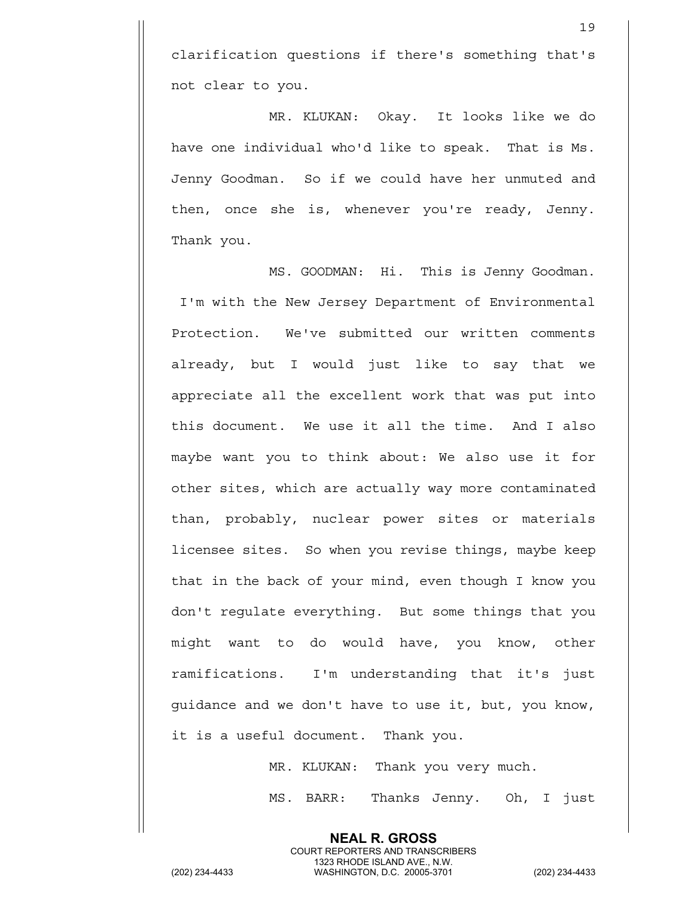clarification questions if there's something that's not clear to you.

MR. KLUKAN: Okay. It looks like we do have one individual who'd like to speak. That is Ms. Jenny Goodman. So if we could have her unmuted and then, once she is, whenever you're ready, Jenny. Thank you.

MS. GOODMAN: Hi. This is Jenny Goodman. I'm with the New Jersey Department of Environmental Protection. We've submitted our written comments already, but I would just like to say that we appreciate all the excellent work that was put into this document. We use it all the time. And I also maybe want you to think about: We also use it for other sites, which are actually way more contaminated than, probably, nuclear power sites or materials licensee sites. So when you revise things, maybe keep that in the back of your mind, even though I know you don't regulate everything. But some things that you might want to do would have, you know, other ramifications. I'm understanding that it's just guidance and we don't have to use it, but, you know, it is a useful document. Thank you.

MR. KLUKAN: Thank you very much.

MS. BARR: Thanks Jenny. Oh, I just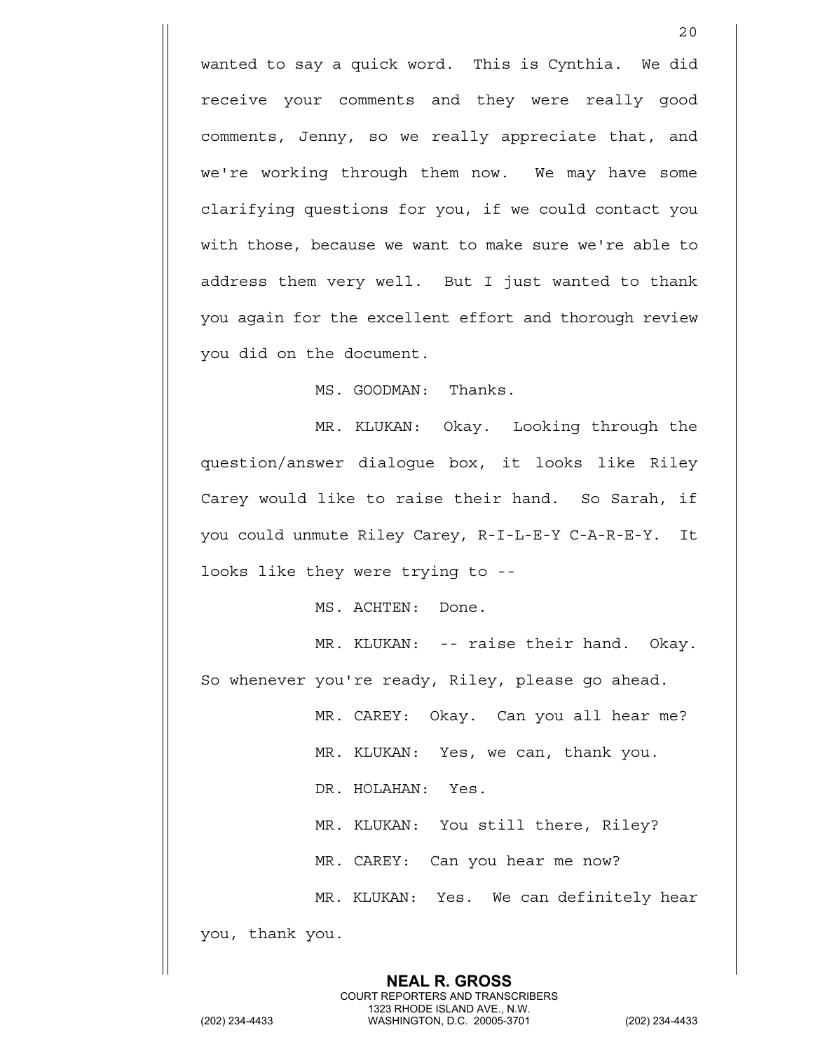wanted to say a quick word. This is Cynthia. We did receive your comments and they were really good comments, Jenny, so we really appreciate that, and we're working through them now. We may have some clarifying questions for you, if we could contact you with those, because we want to make sure we're able to address them very well. But I just wanted to thank you again for the excellent effort and thorough review you did on the document.

MS. GOODMAN: Thanks.

MR. KLUKAN: Okay. Looking through the question/answer dialogue box, it looks like Riley Carey would like to raise their hand. So Sarah, if you could unmute Riley Carey, R-I-L-E-Y C-A-R-E-Y. It looks like they were trying to --

MS. ACHTEN: Done.

MR. KLUKAN: -- raise their hand. Okay. So whenever you're ready, Riley, please go ahead.

MR. CAREY: Okay. Can you all hear me?

MR. KLUKAN: Yes, we can, thank you.

DR. HOLAHAN: Yes.

MR. KLUKAN: You still there, Riley?

MR. CAREY: Can you hear me now?

MR. KLUKAN: Yes. We can definitely hear you, thank you.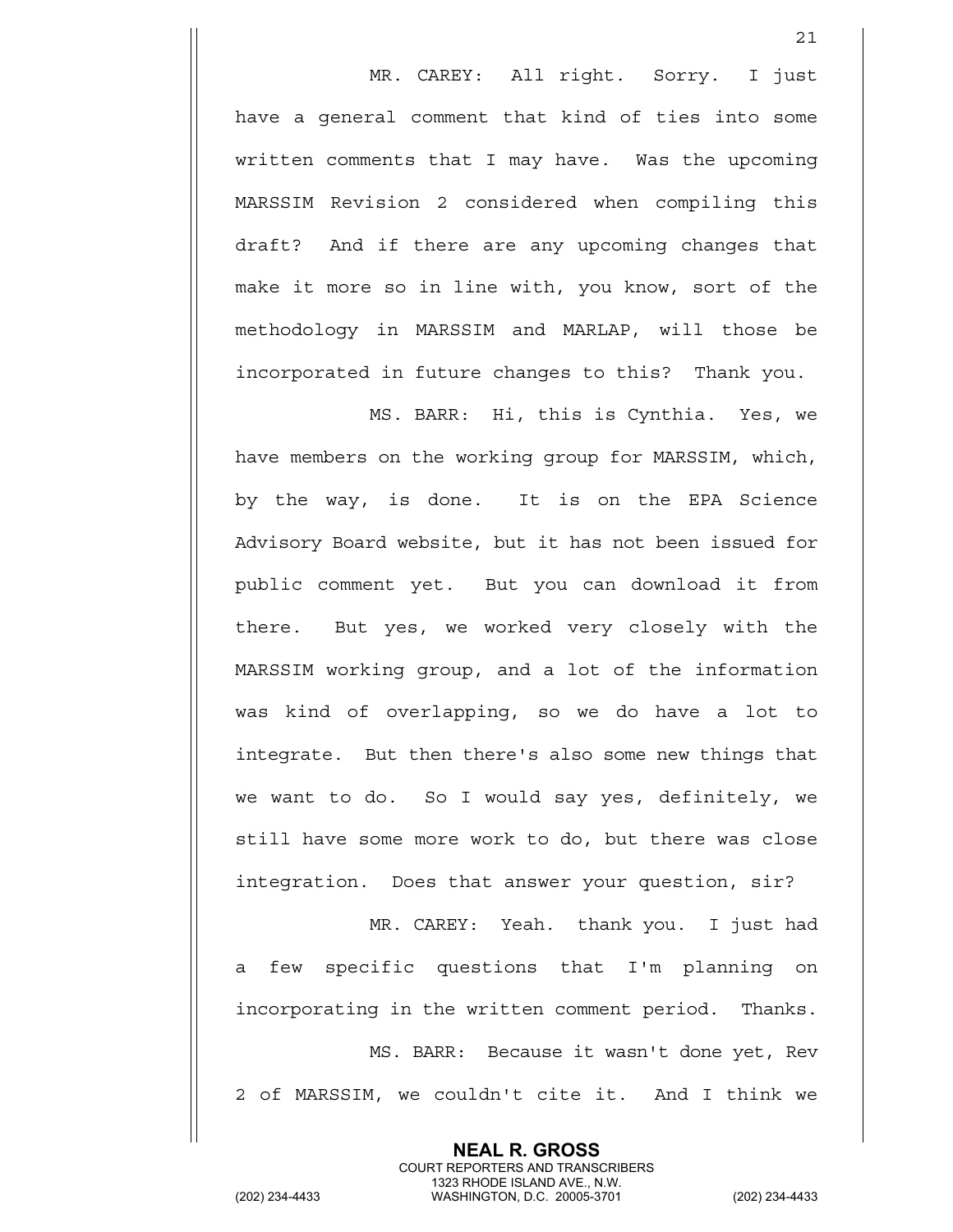MR. CAREY: All right. Sorry. I just have a general comment that kind of ties into some written comments that I may have. Was the upcoming MARSSIM Revision 2 considered when compiling this draft? And if there are any upcoming changes that make it more so in line with, you know, sort of the methodology in MARSSIM and MARLAP, will those be incorporated in future changes to this? Thank you.

MS. BARR: Hi, this is Cynthia. Yes, we have members on the working group for MARSSIM, which, by the way, is done. It is on the EPA Science Advisory Board website, but it has not been issued for public comment yet. But you can download it from there. But yes, we worked very closely with the MARSSIM working group, and a lot of the information was kind of overlapping, so we do have a lot to integrate. But then there's also some new things that we want to do. So I would say yes, definitely, we still have some more work to do, but there was close integration. Does that answer your question, sir?

MR. CAREY: Yeah. thank you. I just had a few specific questions that I'm planning on incorporating in the written comment period. Thanks.

MS. BARR: Because it wasn't done yet, Rev 2 of MARSSIM, we couldn't cite it. And I think we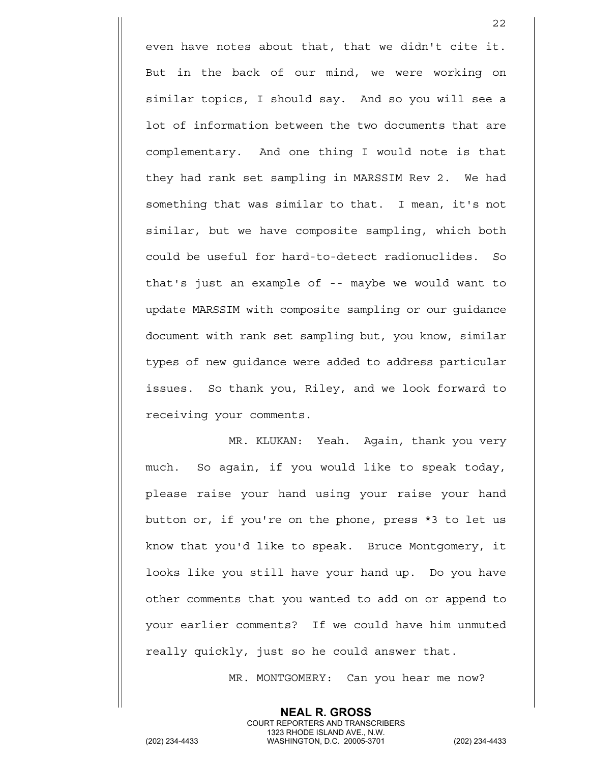even have notes about that, that we didn't cite it. But in the back of our mind, we were working on similar topics, I should say. And so you will see a lot of information between the two documents that are complementary. And one thing I would note is that they had rank set sampling in MARSSIM Rev 2. We had something that was similar to that. I mean, it's not similar, but we have composite sampling, which both could be useful for hard-to-detect radionuclides. So that's just an example of -- maybe we would want to update MARSSIM with composite sampling or our guidance document with rank set sampling but, you know, similar types of new guidance were added to address particular issues. So thank you, Riley, and we look forward to receiving your comments.

MR. KLUKAN: Yeah. Again, thank you very much. So again, if you would like to speak today, please raise your hand using your raise your hand button or, if you're on the phone, press *3 to let us know that you'd like to speak. Bruce Montgomery, it looks like you still have your hand up. Do you have other comments that you wanted to add on or append to your earlier comments? If we could have him unmuted really quickly, just so he could answer that.

MR. MONTGOMERY: Can you hear me now?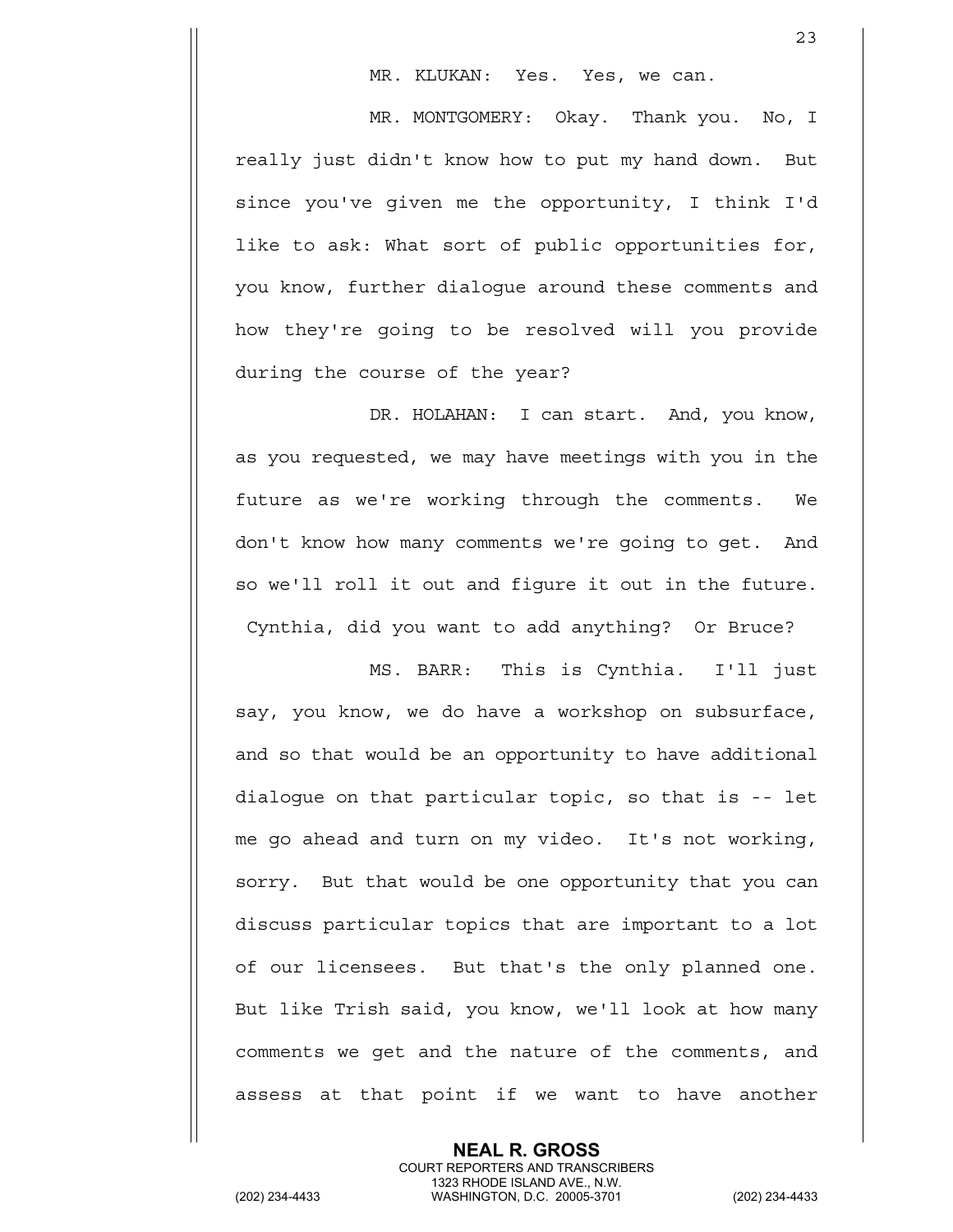MR. KLUKAN: Yes. Yes, we can.

MR. MONTGOMERY: Okay. Thank you. No, I really just didn't know how to put my hand down. But since you've given me the opportunity, I think I'd like to ask: What sort of public opportunities for, you know, further dialogue around these comments and how they're going to be resolved will you provide during the course of the year?

DR. HOLAHAN: I can start. And, you know, as you requested, we may have meetings with you in the future as we're working through the comments. We don't know how many comments we're going to get. And so we'll roll it out and figure it out in the future. Cynthia, did you want to add anything? Or Bruce?

MS. BARR: This is Cynthia. I'll just say, you know, we do have a workshop on subsurface, and so that would be an opportunity to have additional dialogue on that particular topic, so that is -- let me go ahead and turn on my video. It's not working, sorry. But that would be one opportunity that you can discuss particular topics that are important to a lot of our licensees. But that's the only planned one. But like Trish said, you know, we'll look at how many comments we get and the nature of the comments, and assess at that point if we want to have another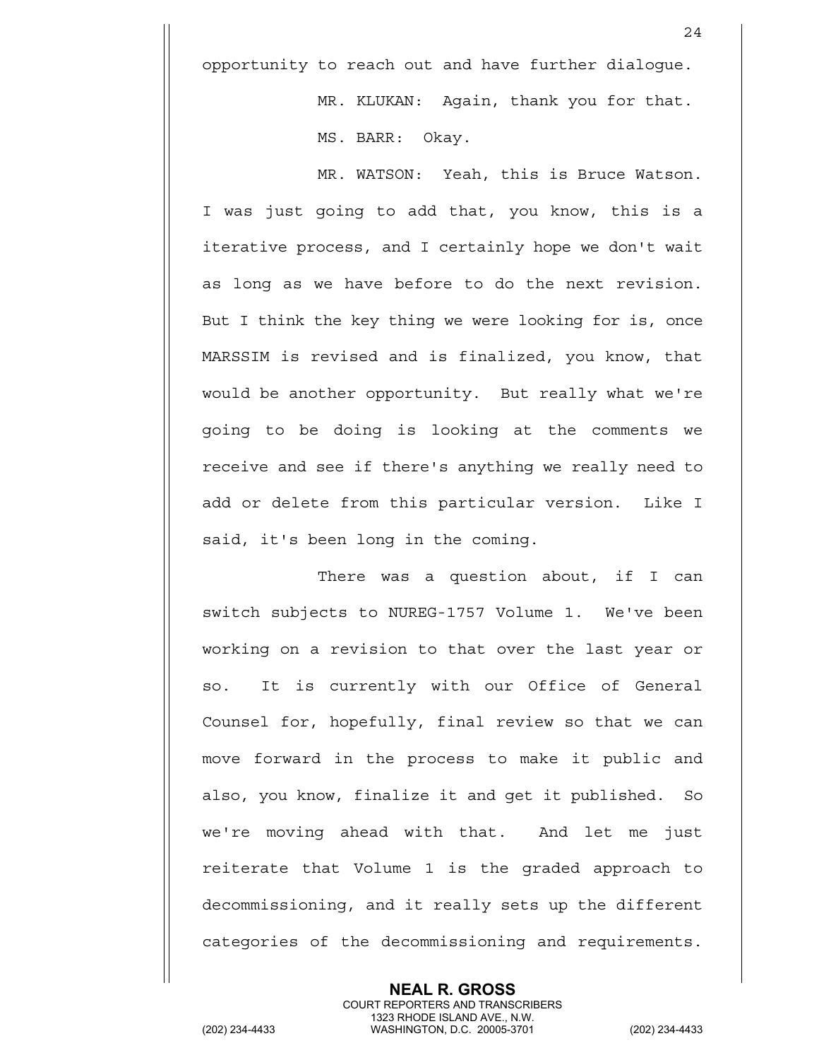opportunity to reach out and have further dialogue.

MR. KLUKAN: Again, thank you for that.

MS. BARR: Okay.

MR. WATSON: Yeah, this is Bruce Watson. I was just going to add that, you know, this is a iterative process, and I certainly hope we don't wait as long as we have before to do the next revision. But I think the key thing we were looking for is, once MARSSIM is revised and is finalized, you know, that would be another opportunity. But really what we're going to be doing is looking at the comments we receive and see if there's anything we really need to add or delete from this particular version. Like I said, it's been long in the coming.

There was a question about, if I can switch subjects to NUREG-1757 Volume 1. We've been working on a revision to that over the last year or so. It is currently with our Office of General Counsel for, hopefully, final review so that we can move forward in the process to make it public and also, you know, finalize it and get it published. So we're moving ahead with that. And let me just reiterate that Volume 1 is the graded approach to decommissioning, and it really sets up the different categories of the decommissioning and requirements.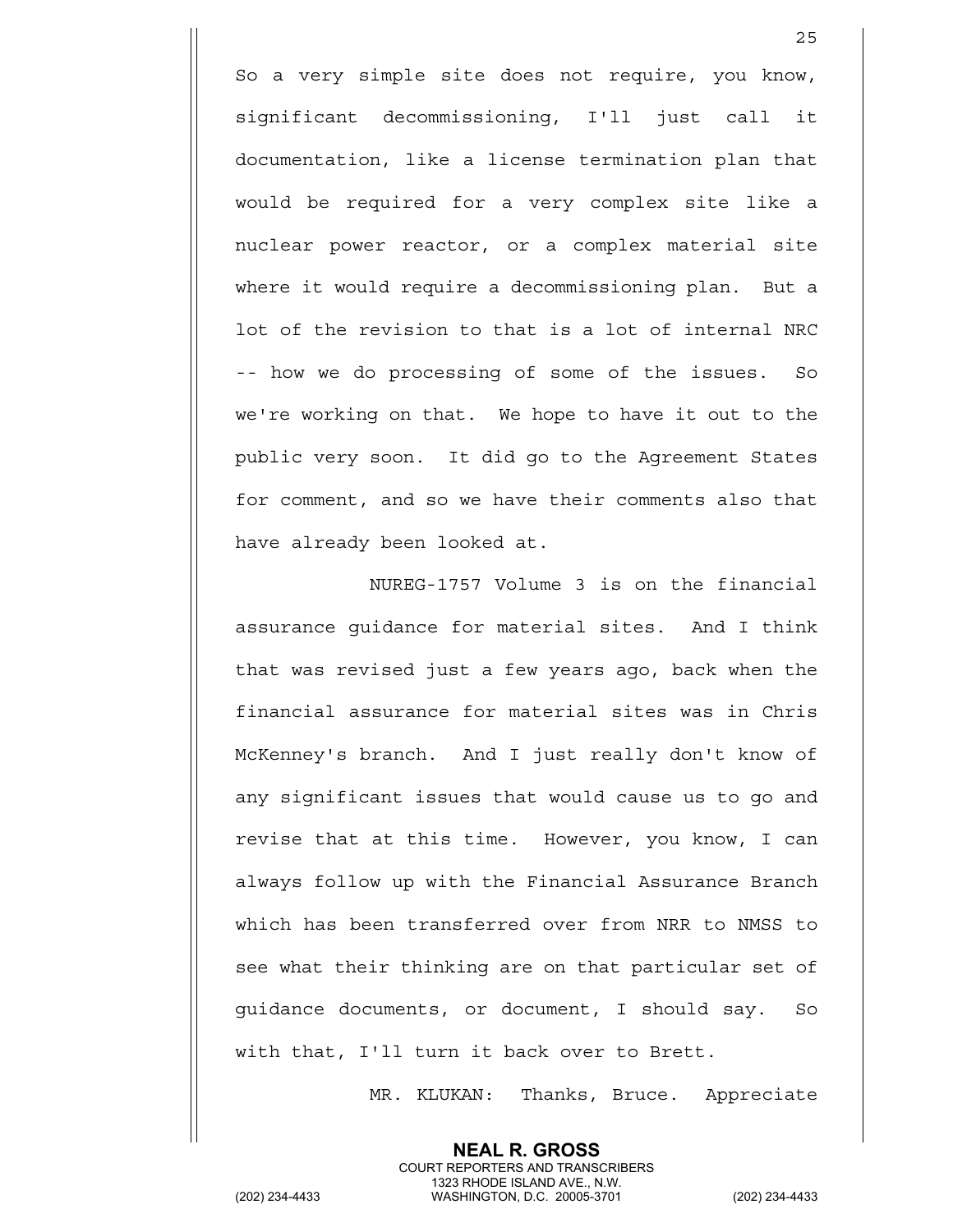So a very simple site does not require, you know, significant decommissioning, I'll just call it documentation, like a license termination plan that would be required for a very complex site like a nuclear power reactor, or a complex material site where it would require a decommissioning plan. But a lot of the revision to that is a lot of internal NRC -- how we do processing of some of the issues. So we're working on that. We hope to have it out to the public very soon. It did go to the Agreement States for comment, and so we have their comments also that have already been looked at.

NUREG-1757 Volume 3 is on the financial assurance guidance for material sites. And I think that was revised just a few years ago, back when the financial assurance for material sites was in Chris McKenney's branch. And I just really don't know of any significant issues that would cause us to go and revise that at this time. However, you know, I can always follow up with the Financial Assurance Branch which has been transferred over from NRR to NMSS to see what their thinking are on that particular set of guidance documents, or document, I should say. So with that, I'll turn it back over to Brett.

MR. KLUKAN: Thanks, Bruce. Appreciate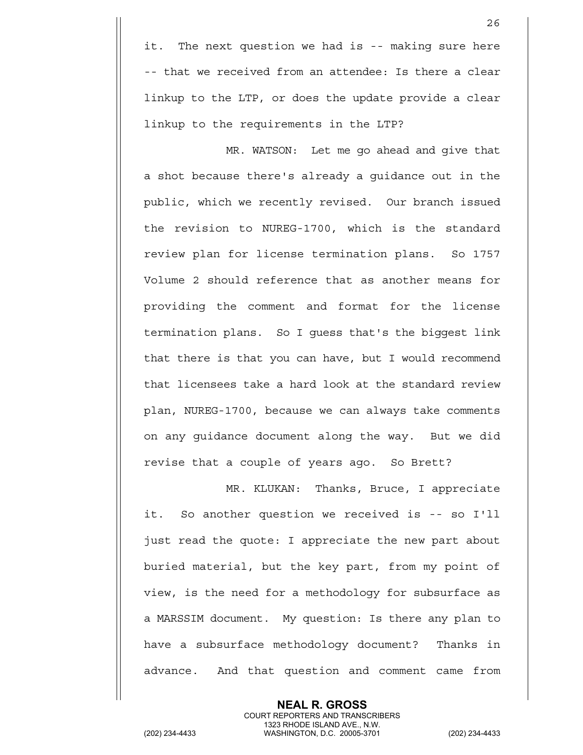it. The next question we had is -- making sure here -- that we received from an attendee: Is there a clear linkup to the LTP, or does the update provide a clear linkup to the requirements in the LTP?

MR. WATSON: Let me go ahead and give that a shot because there's already a guidance out in the public, which we recently revised. Our branch issued the revision to NUREG-1700, which is the standard review plan for license termination plans. So 1757 Volume 2 should reference that as another means for providing the comment and format for the license termination plans. So I guess that's the biggest link that there is that you can have, but I would recommend that licensees take a hard look at the standard review plan, NUREG-1700, because we can always take comments on any guidance document along the way. But we did revise that a couple of years ago. So Brett?

MR. KLUKAN: Thanks, Bruce, I appreciate it. So another question we received is -- so I'll just read the quote: I appreciate the new part about buried material, but the key part, from my point of view, is the need for a methodology for subsurface as a MARSSIM document. My question: Is there any plan to have a subsurface methodology document? Thanks in advance. And that question and comment came from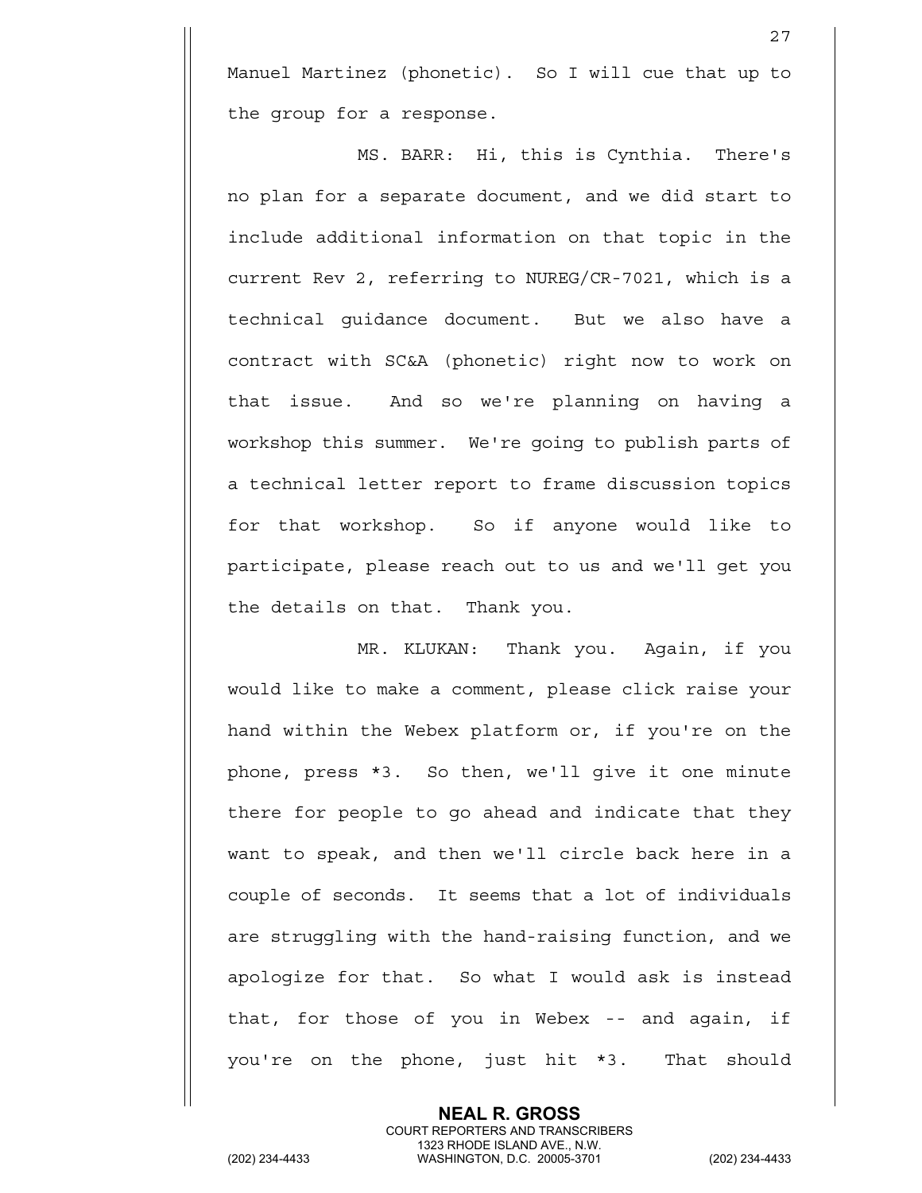Manuel Martinez (phonetic). So I will cue that up to the group for a response.

MS. BARR: Hi, this is Cynthia. There's no plan for a separate document, and we did start to include additional information on that topic in the current Rev 2, referring to NUREG/CR-7021, which is a technical guidance document. But we also have a contract with SC&A (phonetic) right now to work on that issue. And so we're planning on having a workshop this summer. We're going to publish parts of a technical letter report to frame discussion topics for that workshop. So if anyone would like to participate, please reach out to us and we'll get you the details on that. Thank you.

MR. KLUKAN: Thank you. Again, if you would like to make a comment, please click raise your hand within the Webex platform or, if you're on the phone, press *3. So then, we'll give it one minute there for people to go ahead and indicate that they want to speak, and then we'll circle back here in a couple of seconds. It seems that a lot of individuals are struggling with the hand-raising function, and we apologize for that. So what I would ask is instead that, for those of you in Webex -- and again, if you're on the phone, just hit *3. That should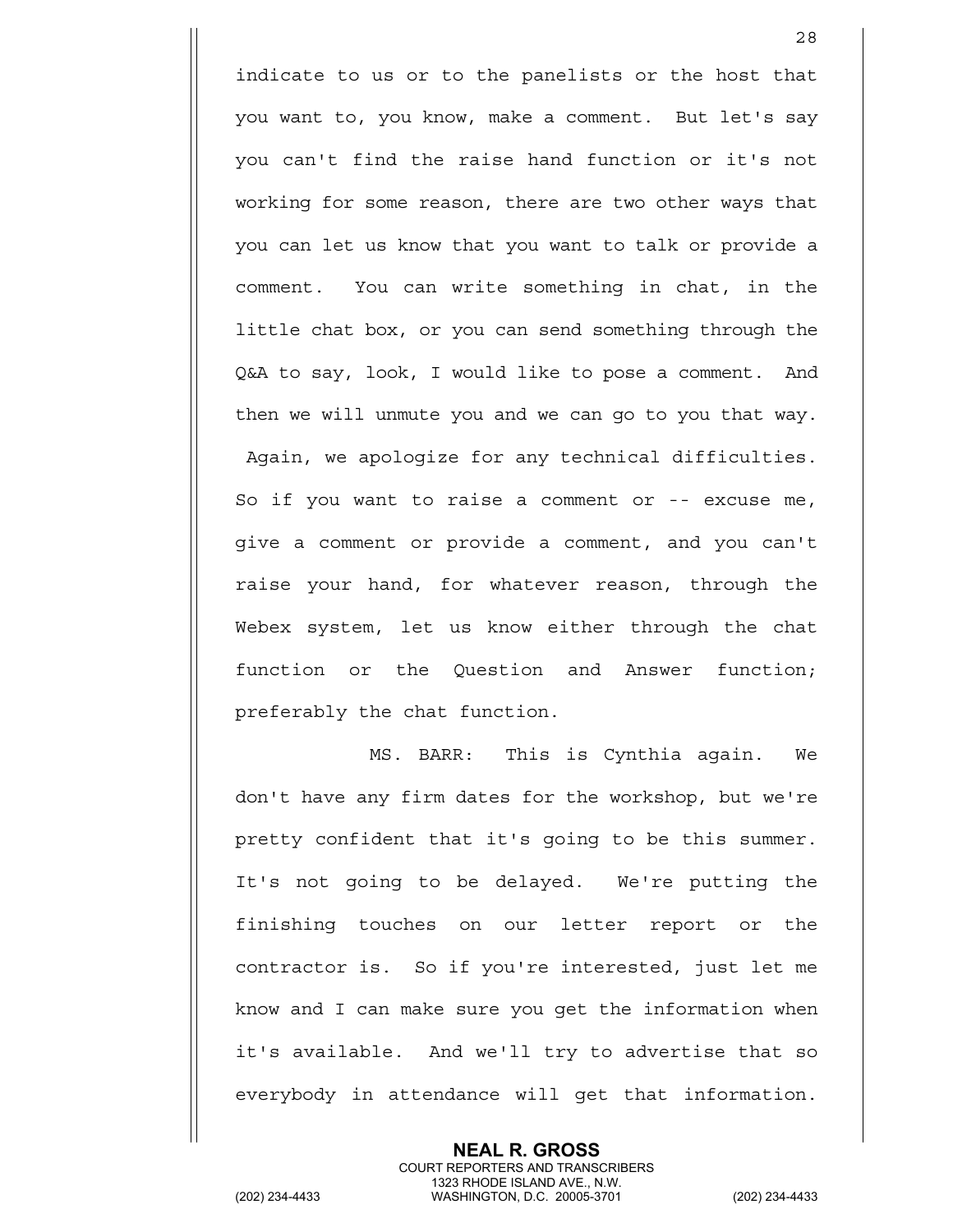indicate to us or to the panelists or the host that you want to, you know, make a comment. But let's say you can't find the raise hand function or it's not working for some reason, there are two other ways that you can let us know that you want to talk or provide a comment. You can write something in chat, in the little chat box, or you can send something through the Q&A to say, look, I would like to pose a comment. And then we will unmute you and we can go to you that way. Again, we apologize for any technical difficulties. So if you want to raise a comment or -- excuse me, give a comment or provide a comment, and you can't raise your hand, for whatever reason, through the Webex system, let us know either through the chat function or the Question and Answer function; preferably the chat function.

MS. BARR: This is Cynthia again. We don't have any firm dates for the workshop, but we're pretty confident that it's going to be this summer. It's not going to be delayed. We're putting the finishing touches on our letter report or the contractor is. So if you're interested, just let me know and I can make sure you get the information when it's available. And we'll try to advertise that so everybody in attendance will get that information.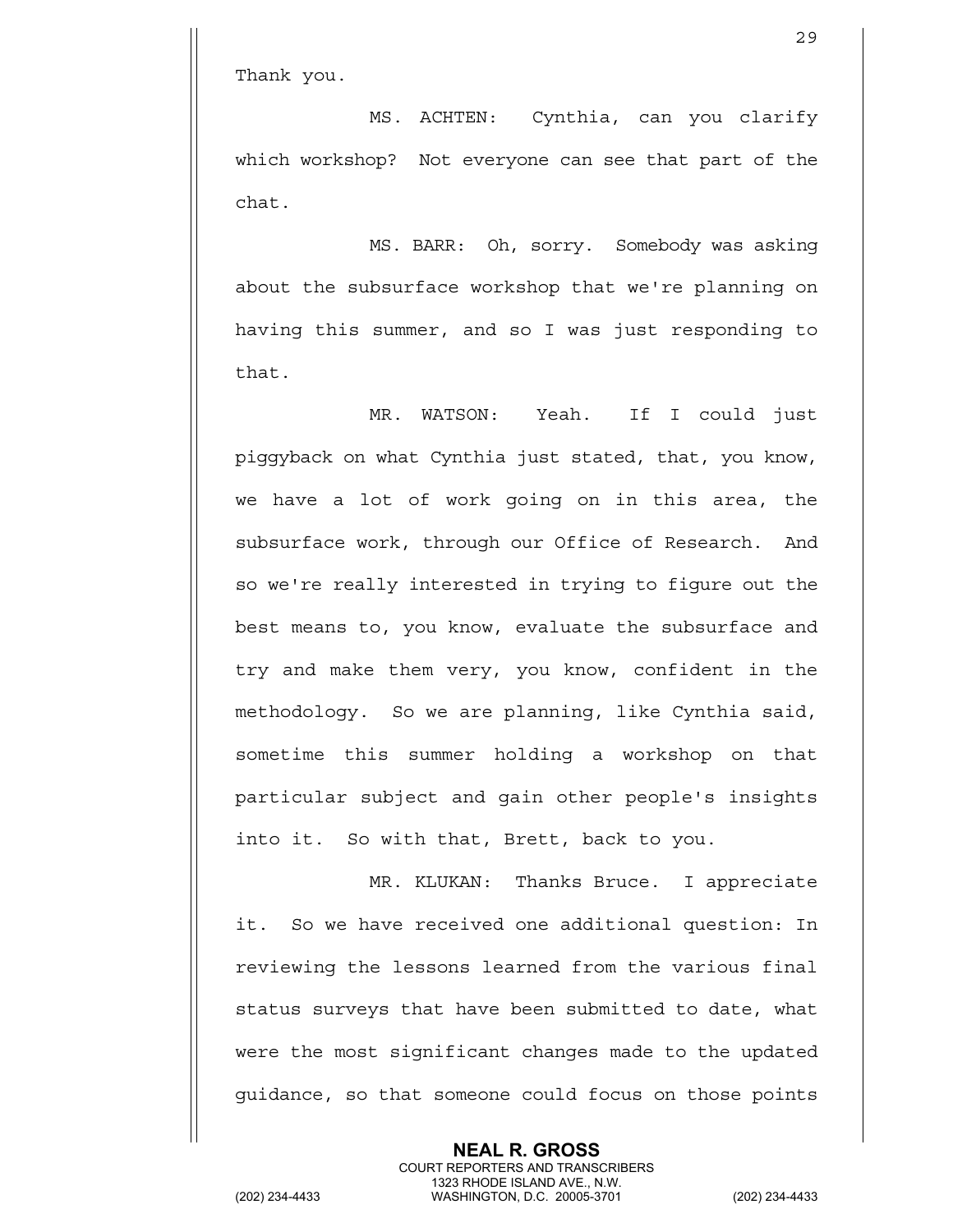Thank you.

MS. ACHTEN: Cynthia, can you clarify which workshop? Not everyone can see that part of the chat.

MS. BARR: Oh, sorry. Somebody was asking about the subsurface workshop that we're planning on having this summer, and so I was just responding to that.

MR. WATSON: Yeah. If I could just piggyback on what Cynthia just stated, that, you know, we have a lot of work going on in this area, the subsurface work, through our Office of Research. And so we're really interested in trying to figure out the best means to, you know, evaluate the subsurface and try and make them very, you know, confident in the methodology. So we are planning, like Cynthia said, sometime this summer holding a workshop on that particular subject and gain other people's insights into it. So with that, Brett, back to you.

MR. KLUKAN: Thanks Bruce. I appreciate it. So we have received one additional question: In reviewing the lessons learned from the various final status surveys that have been submitted to date, what were the most significant changes made to the updated guidance, so that someone could focus on those points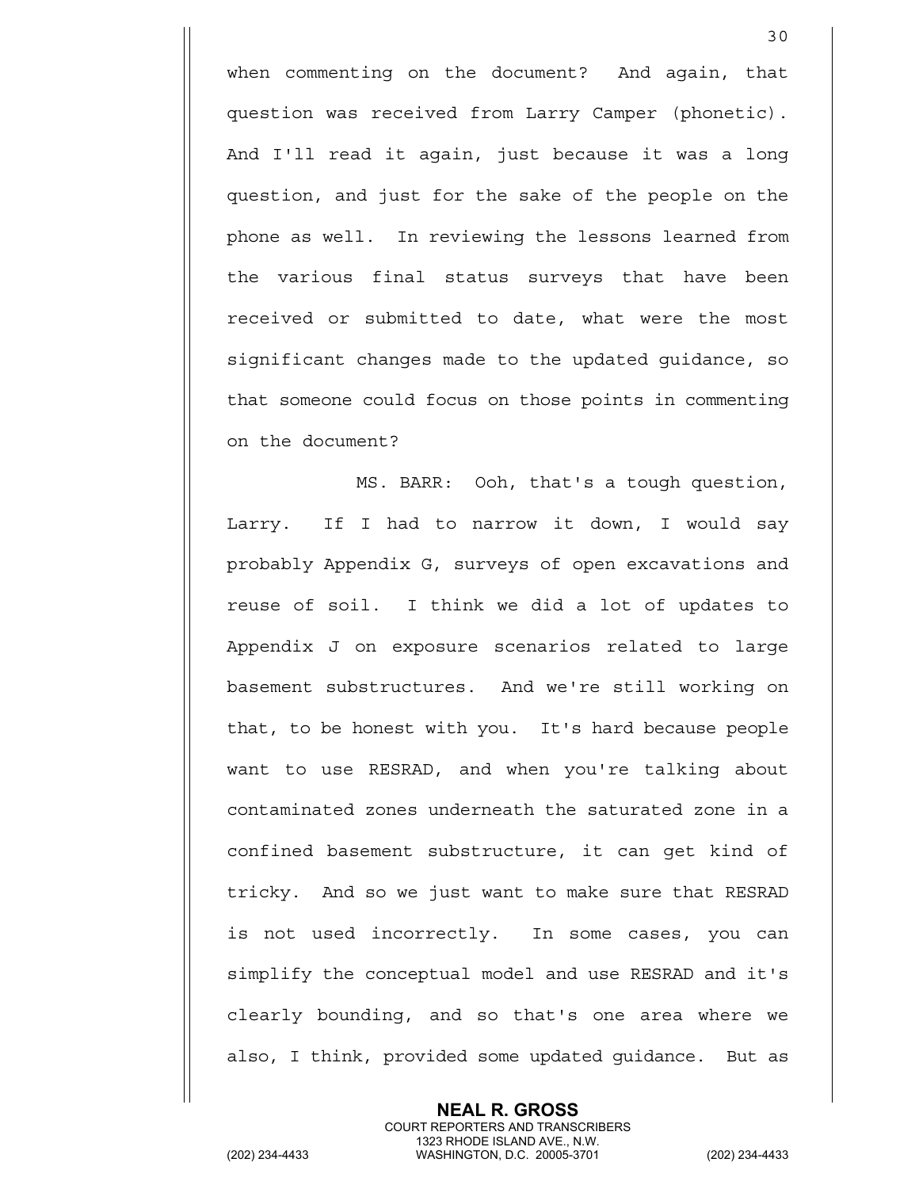when commenting on the document? And again, that question was received from Larry Camper (phonetic). And I'll read it again, just because it was a long question, and just for the sake of the people on the phone as well. In reviewing the lessons learned from the various final status surveys that have been received or submitted to date, what were the most significant changes made to the updated guidance, so that someone could focus on those points in commenting on the document?

MS. BARR: Ooh, that's a tough question, Larry. If I had to narrow it down, I would say probably Appendix G, surveys of open excavations and reuse of soil. I think we did a lot of updates to Appendix J on exposure scenarios related to large basement substructures. And we're still working on that, to be honest with you. It's hard because people want to use RESRAD, and when you're talking about contaminated zones underneath the saturated zone in a confined basement substructure, it can get kind of tricky. And so we just want to make sure that RESRAD is not used incorrectly. In some cases, you can simplify the conceptual model and use RESRAD and it's clearly bounding, and so that's one area where we also, I think, provided some updated guidance. But as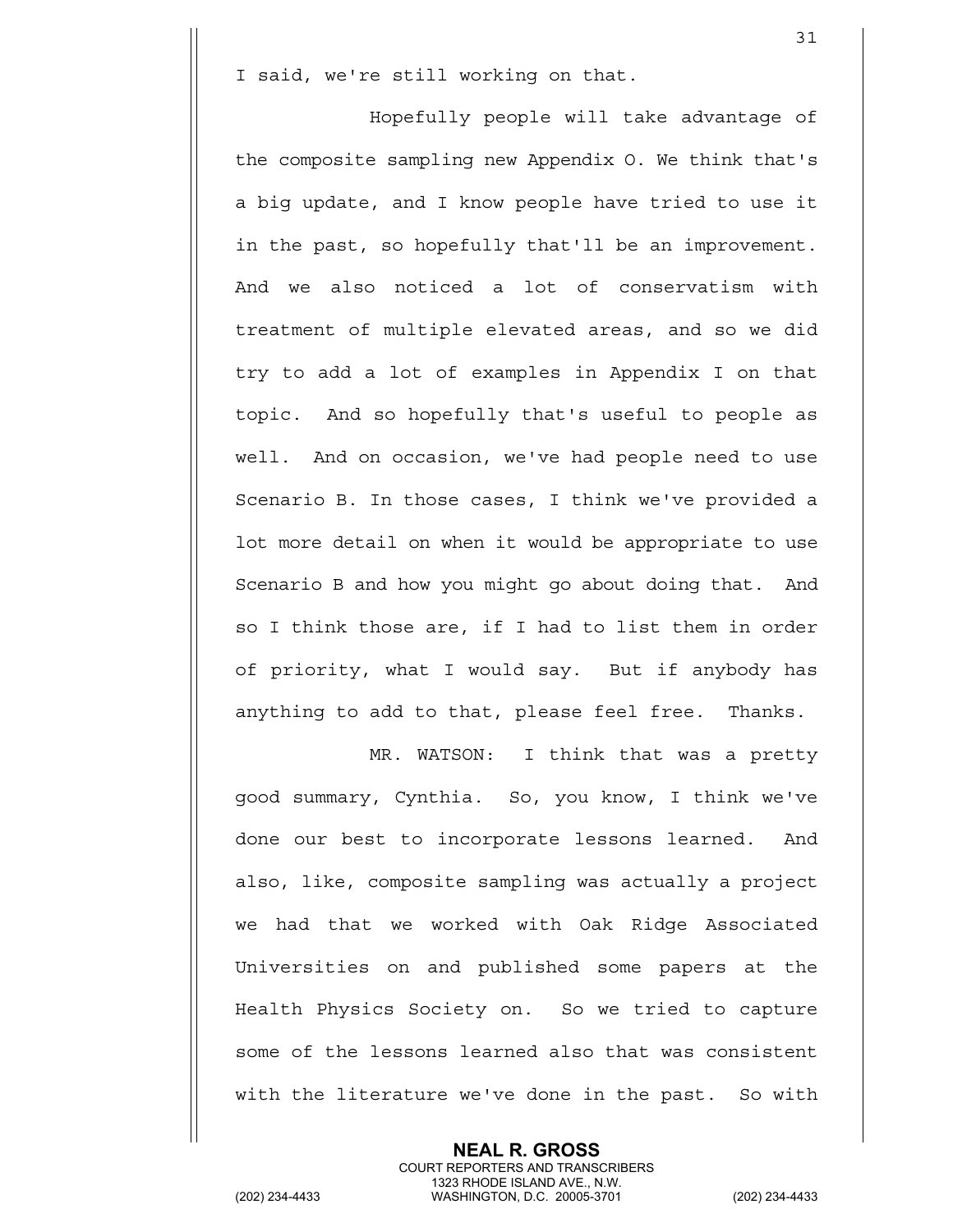I said, we're still working on that.

Hopefully people will take advantage of the composite sampling new Appendix O. We think that's a big update, and I know people have tried to use it in the past, so hopefully that'll be an improvement. And we also noticed a lot of conservatism with treatment of multiple elevated areas, and so we did try to add a lot of examples in Appendix I on that topic. And so hopefully that's useful to people as well. And on occasion, we've had people need to use Scenario B. In those cases, I think we've provided a lot more detail on when it would be appropriate to use Scenario B and how you might go about doing that. And so I think those are, if I had to list them in order of priority, what I would say. But if anybody has anything to add to that, please feel free. Thanks.

MR. WATSON: I think that was a pretty good summary, Cynthia. So, you know, I think we've done our best to incorporate lessons learned. And also, like, composite sampling was actually a project we had that we worked with Oak Ridge Associated Universities on and published some papers at the Health Physics Society on. So we tried to capture some of the lessons learned also that was consistent with the literature we've done in the past. So with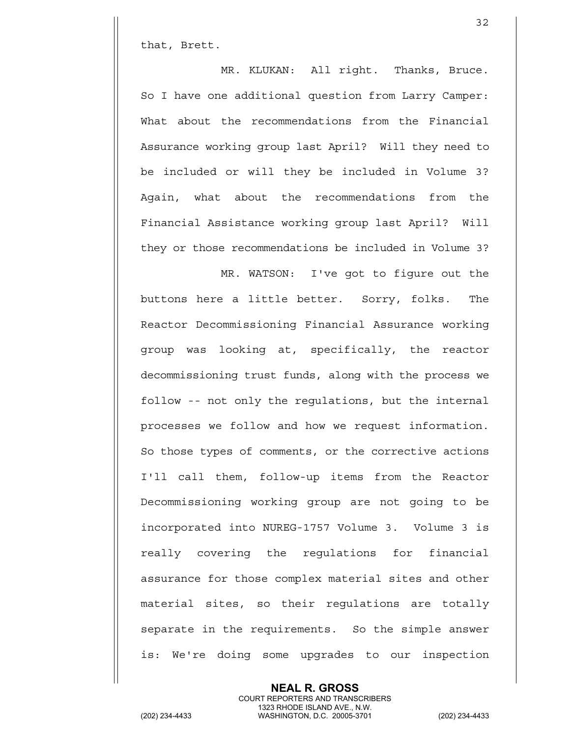that, Brett.

MR. KLUKAN: All right. Thanks, Bruce. So I have one additional question from Larry Camper: What about the recommendations from the Financial Assurance working group last April? Will they need to be included or will they be included in Volume 3? Again, what about the recommendations from the Financial Assistance working group last April? Will they or those recommendations be included in Volume 3?

MR. WATSON: I've got to figure out the buttons here a little better. Sorry, folks. The Reactor Decommissioning Financial Assurance working group was looking at, specifically, the reactor decommissioning trust funds, along with the process we follow -- not only the regulations, but the internal processes we follow and how we request information. So those types of comments, or the corrective actions I'll call them, follow-up items from the Reactor Decommissioning working group are not going to be incorporated into NUREG-1757 Volume 3. Volume 3 is really covering the regulations for financial assurance for those complex material sites and other material sites, so their regulations are totally separate in the requirements. So the simple answer is: We're doing some upgrades to our inspection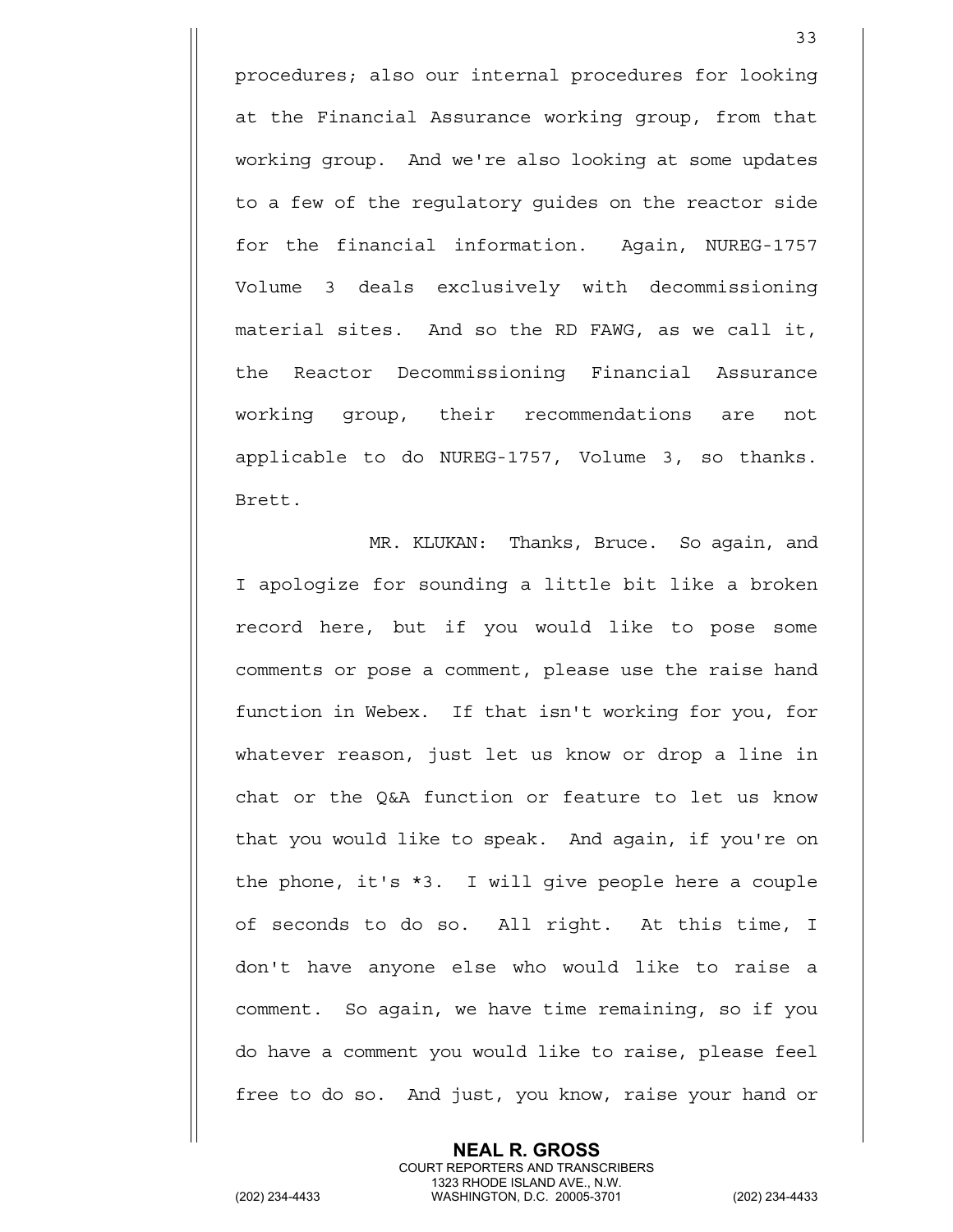procedures; also our internal procedures for looking at the Financial Assurance working group, from that working group. And we're also looking at some updates to a few of the regulatory guides on the reactor side for the financial information. Again, NUREG-1757 Volume 3 deals exclusively with decommissioning material sites. And so the RD FAWG, as we call it, the Reactor Decommissioning Financial Assurance working group, their recommendations are not applicable to do NUREG-1757, Volume 3, so thanks. Brett.

MR. KLUKAN: Thanks, Bruce. So again, and I apologize for sounding a little bit like a broken record here, but if you would like to pose some comments or pose a comment, please use the raise hand function in Webex. If that isn't working for you, for whatever reason, just let us know or drop a line in chat or the Q&A function or feature to let us know that you would like to speak. And again, if you're on the phone, it's *3. I will give people here a couple of seconds to do so. All right. At this time, I don't have anyone else who would like to raise a comment. So again, we have time remaining, so if you do have a comment you would like to raise, please feel free to do so. And just, you know, raise your hand or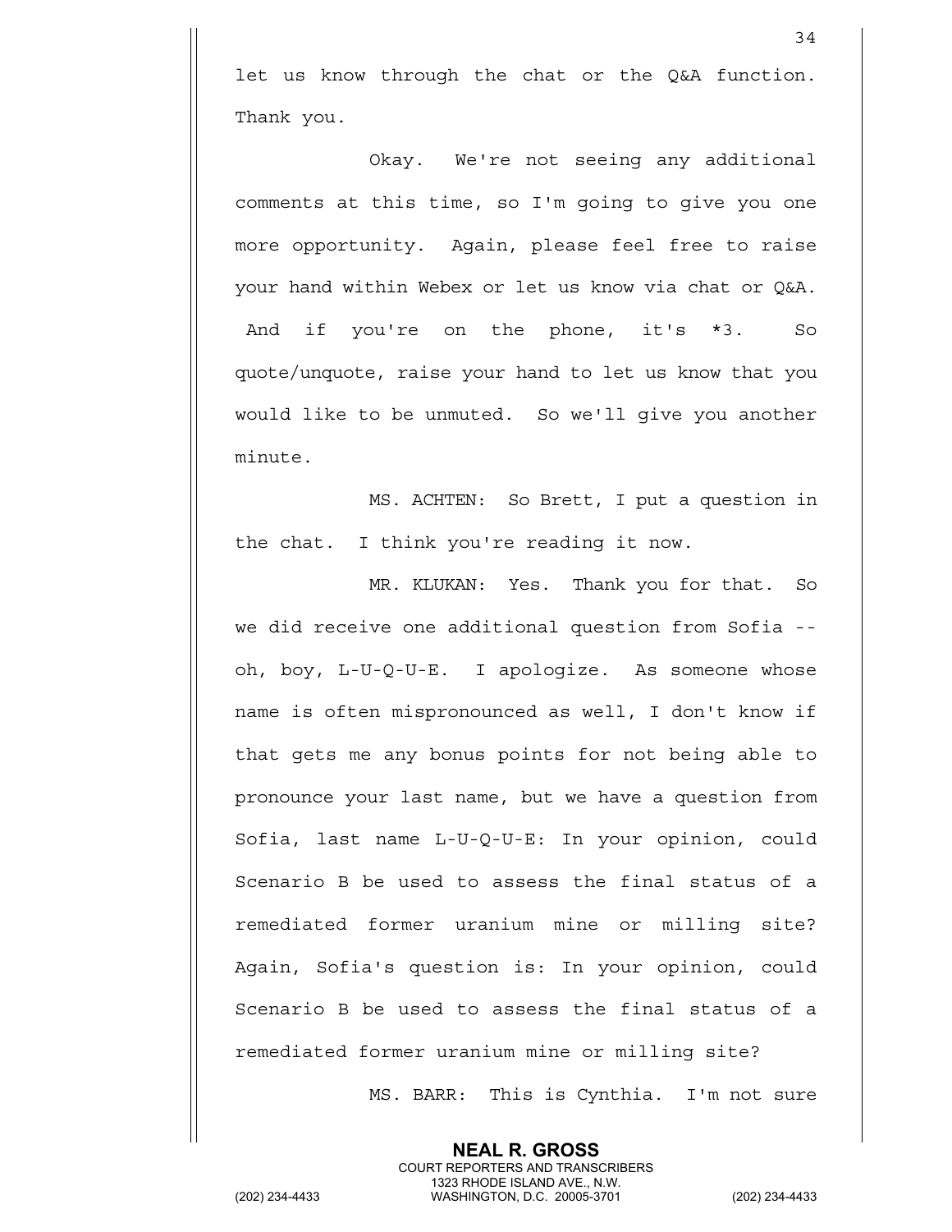let us know through the chat or the Q&A function. Thank you.

Okay. We're not seeing any additional comments at this time, so I'm going to give you one more opportunity. Again, please feel free to raise your hand within Webex or let us know via chat or Q&A. And if you're on the phone, it's *3. So quote/unquote, raise your hand to let us know that you would like to be unmuted. So we'll give you another minute.

MS. ACHTEN: So Brett, I put a question in the chat. I think you're reading it now.

MR. KLUKAN: Yes. Thank you for that. So we did receive one additional question from Sofia -- oh, boy, L-U-Q-U-E. I apologize. As someone whose name is often mispronounced as well, I don't know if that gets me any bonus points for not being able to pronounce your last name, but we have a question from Sofia, last name L-U-Q-U-E: In your opinion, could Scenario B be used to assess the final status of a remediated former uranium mine or milling site? Again, Sofia's question is: In your opinion, could Scenario B be used to assess the final status of a remediated former uranium mine or milling site?

MS. BARR: This is Cynthia. I'm not sure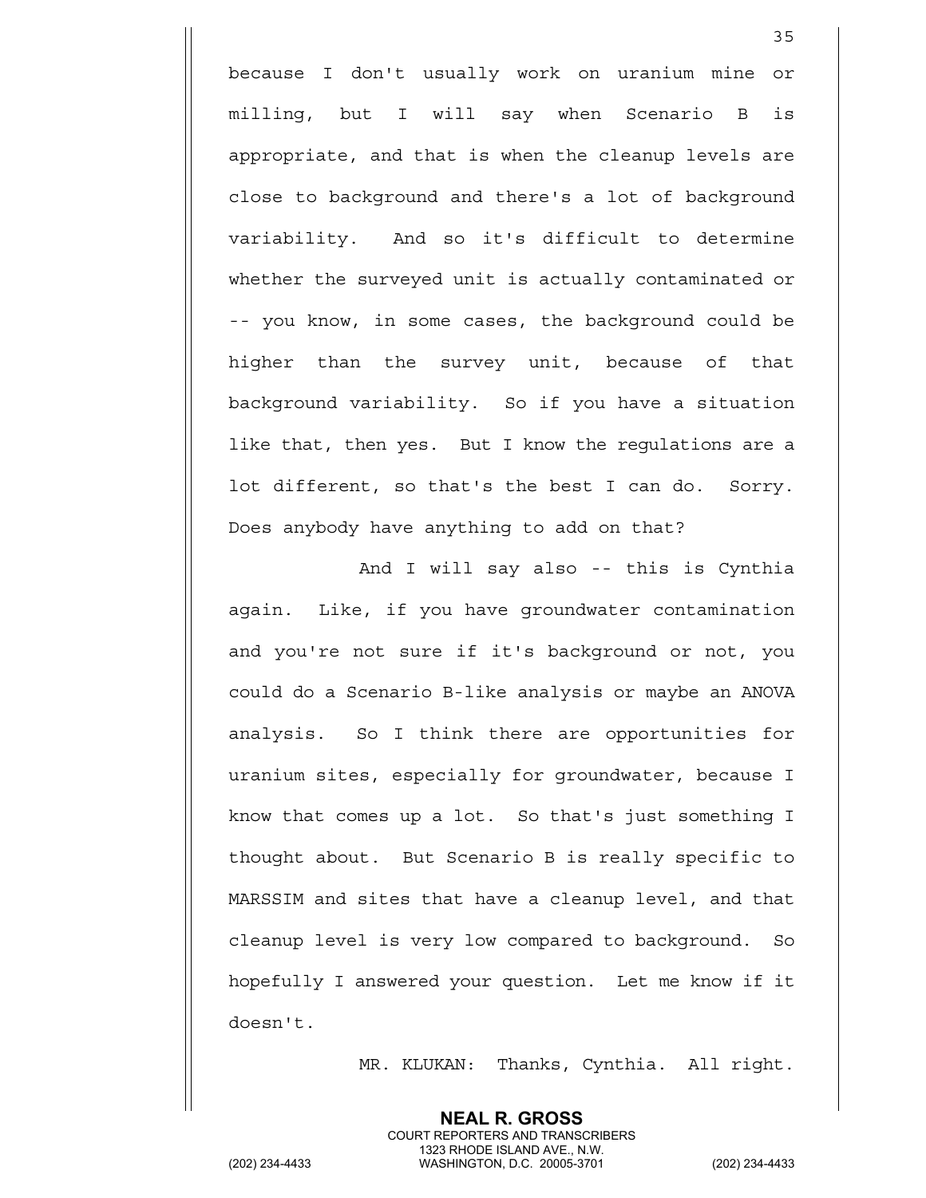because I don't usually work on uranium mine or milling, but I will say when Scenario B is appropriate, and that is when the cleanup levels are close to background and there's a lot of background variability. And so it's difficult to determine whether the surveyed unit is actually contaminated or -- you know, in some cases, the background could be higher than the survey unit, because of that background variability. So if you have a situation like that, then yes. But I know the regulations are a lot different, so that's the best I can do. Sorry. Does anybody have anything to add on that?

And I will say also -- this is Cynthia again. Like, if you have groundwater contamination and you're not sure if it's background or not, you could do a Scenario B-like analysis or maybe an ANOVA analysis. So I think there are opportunities for uranium sites, especially for groundwater, because I know that comes up a lot. So that's just something I thought about. But Scenario B is really specific to MARSSIM and sites that have a cleanup level, and that cleanup level is very low compared to background. So hopefully I answered your question. Let me know if it doesn't.

MR. KLUKAN: Thanks, Cynthia. All right.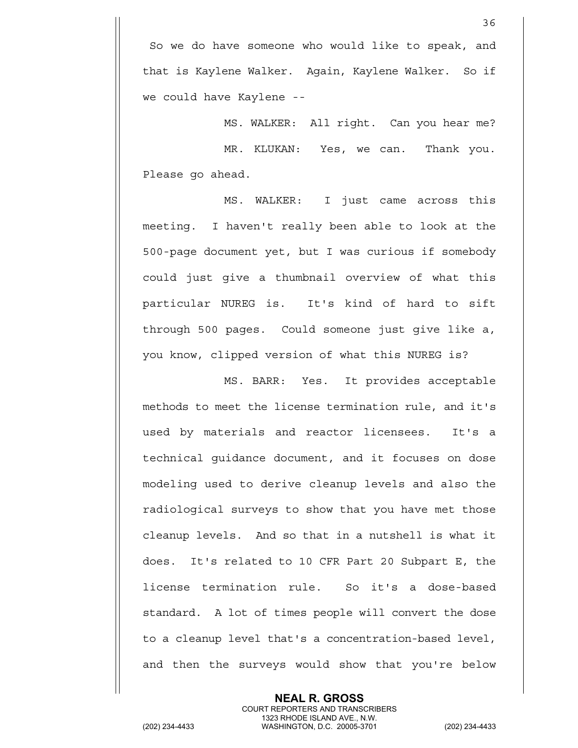So we do have someone who would like to speak, and that is Kaylene Walker. Again, Kaylene Walker. So if we could have Kaylene --

MS. WALKER: All right. Can you hear me?

MR. KLUKAN: Yes, we can. Thank you. Please go ahead.

MS. WALKER: I just came across this meeting. I haven't really been able to look at the 500-page document yet, but I was curious if somebody could just give a thumbnail overview of what this particular NUREG is. It's kind of hard to sift through 500 pages. Could someone just give like a, you know, clipped version of what this NUREG is?

MS. BARR: Yes. It provides acceptable methods to meet the license termination rule, and it's used by materials and reactor licensees. It's a technical guidance document, and it focuses on dose modeling used to derive cleanup levels and also the radiological surveys to show that you have met those cleanup levels. And so that in a nutshell is what it does. It's related to 10 CFR Part 20 Subpart E, the license termination rule. So it's a dose-based standard. A lot of times people will convert the dose to a cleanup level that's a concentration-based level, and then the surveys would show that you're below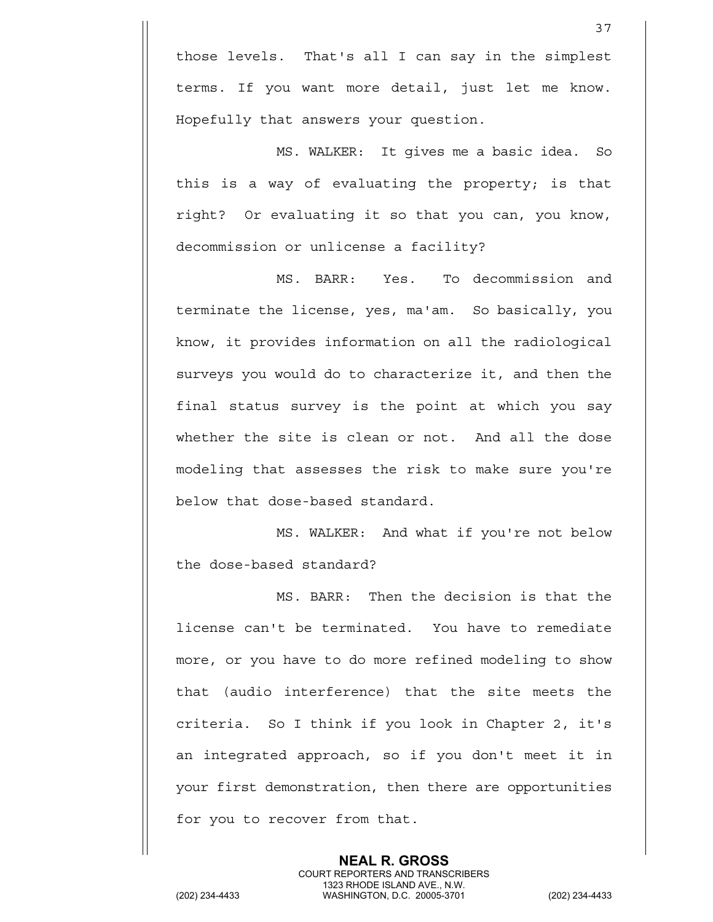those levels. That's all I can say in the simplest terms. If you want more detail, just let me know. Hopefully that answers your question.

MS. WALKER: It gives me a basic idea. So this is a way of evaluating the property; is that right? Or evaluating it so that you can, you know, decommission or unlicense a facility?

MS. BARR: Yes. To decommission and terminate the license, yes, ma'am. So basically, you know, it provides information on all the radiological surveys you would do to characterize it, and then the final status survey is the point at which you say whether the site is clean or not. And all the dose modeling that assesses the risk to make sure you're below that dose-based standard.

MS. WALKER: And what if you're not below the dose-based standard?

MS. BARR: Then the decision is that the license can't be terminated. You have to remediate more, or you have to do more refined modeling to show that (audio interference) that the site meets the criteria. So I think if you look in Chapter 2, it's an integrated approach, so if you don't meet it in your first demonstration, then there are opportunities for you to recover from that.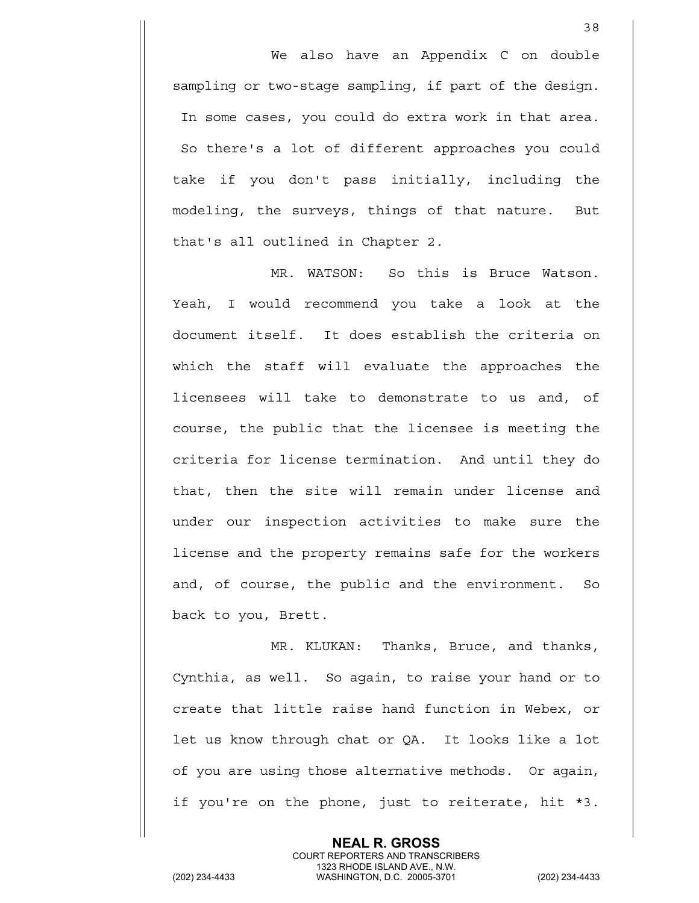We also have an Appendix C on double sampling or two-stage sampling, if part of the design. In some cases, you could do extra work in that area. So there's a lot of different approaches you could take if you don't pass initially, including the modeling, the surveys, things of that nature. But that's all outlined in Chapter 2.

MR. WATSON: So this is Bruce Watson. Yeah, I would recommend you take a look at the document itself. It does establish the criteria on which the staff will evaluate the approaches the licensees will take to demonstrate to us and, of course, the public that the licensee is meeting the criteria for license termination. And until they do that, then the site will remain under license and under our inspection activities to make sure the license and the property remains safe for the workers and, of course, the public and the environment. So back to you, Brett.

MR. KLUKAN: Thanks, Bruce, and thanks, Cynthia, as well. So again, to raise your hand or to create that little raise hand function in Webex, or let us know through chat or QA. It looks like a lot of you are using those alternative methods. Or again, if you're on the phone, just to reiterate, hit *3.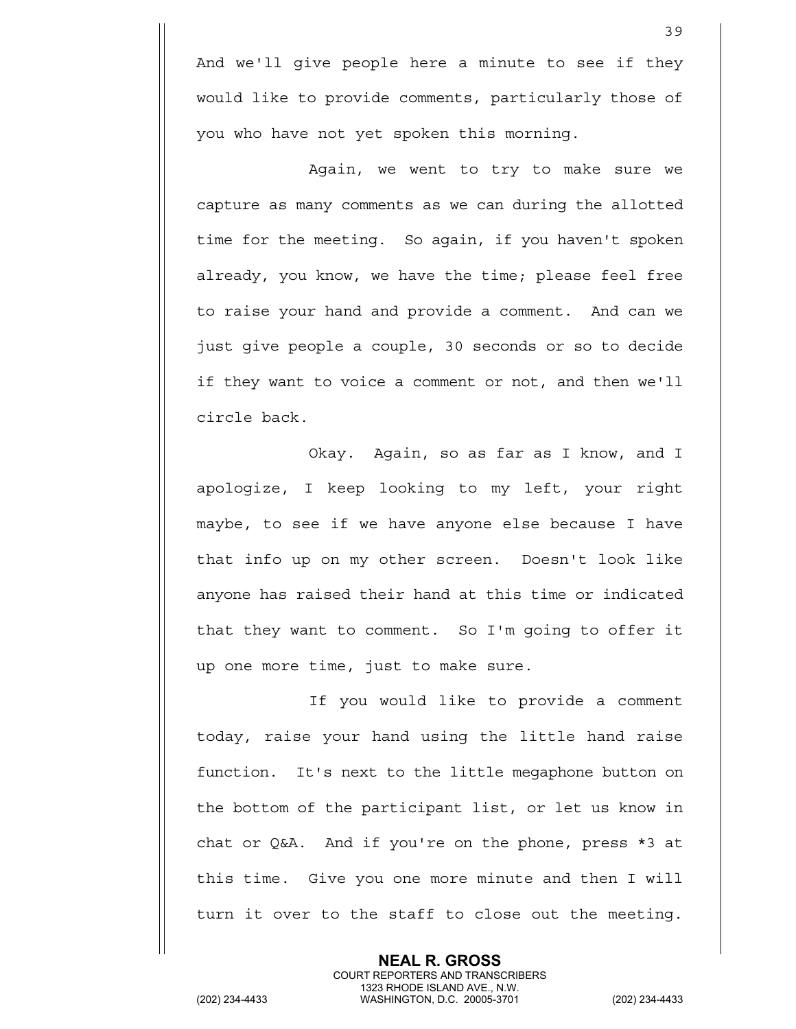And we'll give people here a minute to see if they would like to provide comments, particularly those of you who have not yet spoken this morning.

Again, we went to try to make sure we capture as many comments as we can during the allotted time for the meeting. So again, if you haven't spoken already, you know, we have the time; please feel free to raise your hand and provide a comment. And can we just give people a couple, 30 seconds or so to decide if they want to voice a comment or not, and then we'll circle back.

Okay. Again, so as far as I know, and I apologize, I keep looking to my left, your right maybe, to see if we have anyone else because I have that info up on my other screen. Doesn't look like anyone has raised their hand at this time or indicated that they want to comment. So I'm going to offer it up one more time, just to make sure.

If you would like to provide a comment today, raise your hand using the little hand raise function. It's next to the little megaphone button on the bottom of the participant list, or let us know in chat or Q&A. And if you're on the phone, press *3 at this time. Give you one more minute and then I will turn it over to the staff to close out the meeting.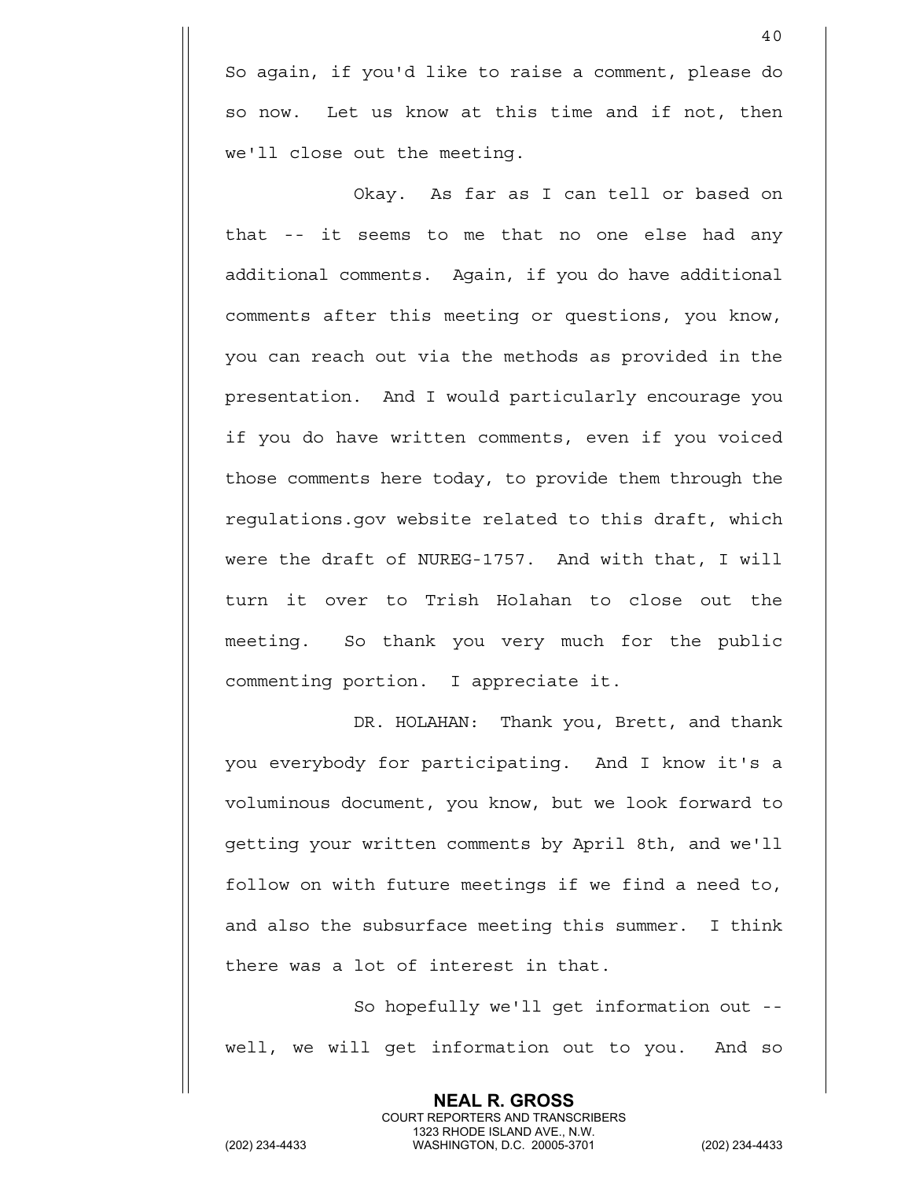So again, if you'd like to raise a comment, please do so now. Let us know at this time and if not, then we'll close out the meeting.

Okay. As far as I can tell or based on that -- it seems to me that no one else had any additional comments. Again, if you do have additional comments after this meeting or questions, you know, you can reach out via the methods as provided in the presentation. And I would particularly encourage you if you do have written comments, even if you voiced those comments here today, to provide them through the regulations.gov website related to this draft, which were the draft of NUREG-1757. And with that, I will turn it over to Trish Holahan to close out the meeting. So thank you very much for the public commenting portion. I appreciate it.

DR. HOLAHAN: Thank you, Brett, and thank you everybody for participating. And I know it's a voluminous document, you know, but we look forward to getting your written comments by April 8th, and we'll follow on with future meetings if we find a need to, and also the subsurface meeting this summer. I think there was a lot of interest in that.

So hopefully we'll get information out -- well, we will get information out to you. And so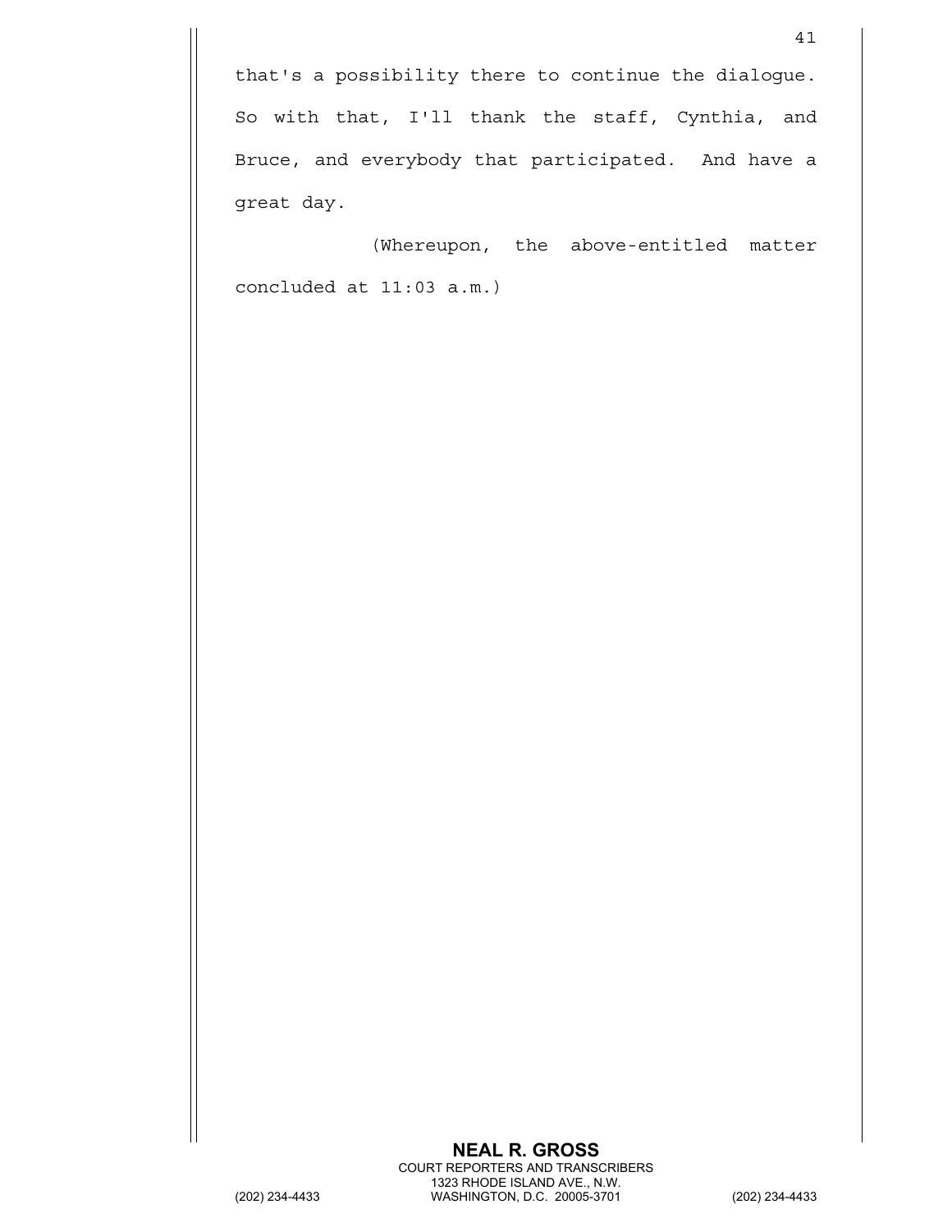that's a possibility there to continue the dialogue. So with that, I'll thank the staff, Cynthia, and Bruce, and everybody that participated. And have a great day.

(Whereupon, the above-entitled matter concluded at 11:03 a.m.)